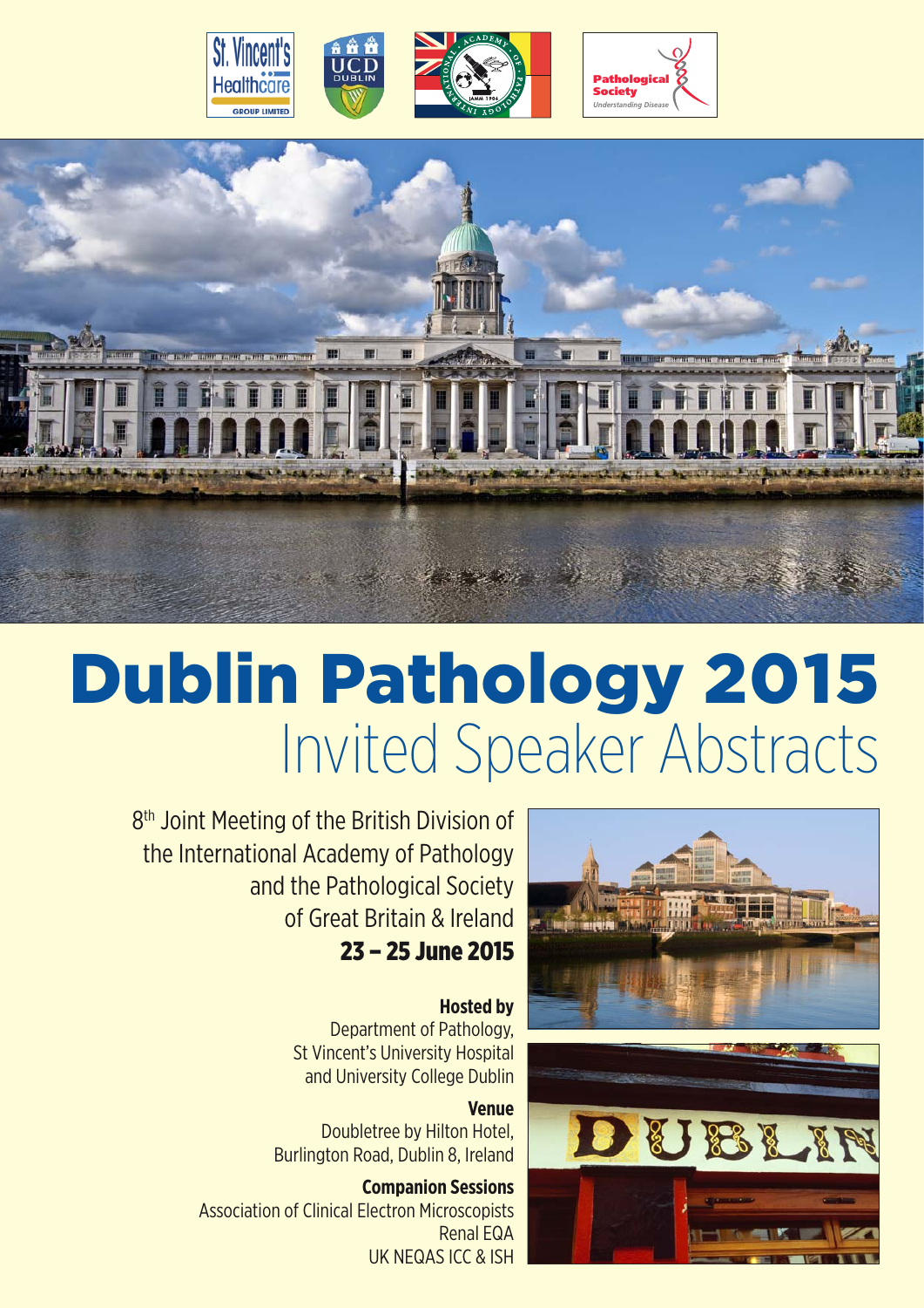# Dublin Pathology 2015

## Invited Speaker Abstracts

8th Joint Meeting of the British Division of the International Academy of Pathology and the Pathological Society of Great Britain & Ireland

**23 – 25 June 2015**

**Hosted by**
Department of Pathology,
St Vincent's University Hospital
and University College Dublin

**Venue**
Doubletree by Hilton Hotel,
Burlington Road, Dublin 8, Ireland

**Companion Sessions**
Association of Clinical Electron Microscopists
Renal EQA
UK NEQAS ICC & ISH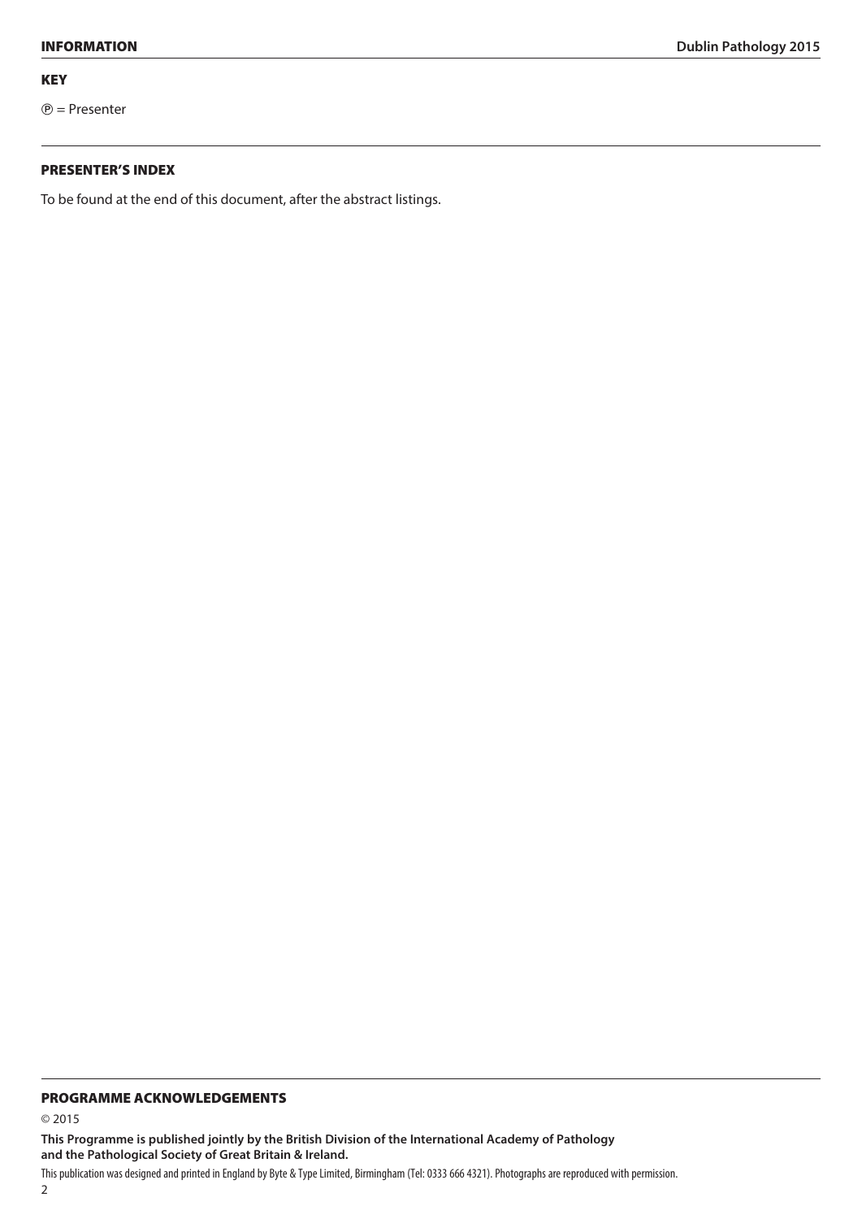## KEY

Ⓟ = Presenter

## PRESENTER'S INDEX

To be found at the end of this document, after the abstract listings.

## PROGRAMME ACKNOWLEDGEMENTS

© 2015

**This Programme is published jointly by the British Division of the International Academy of Pathology and the Pathological Society of Great Britain & Ireland.**

This publication was designed and printed in England by Byte & Type Limited, Birmingham (Tel: 0333 666 4321). Photographs are reproduced with permission.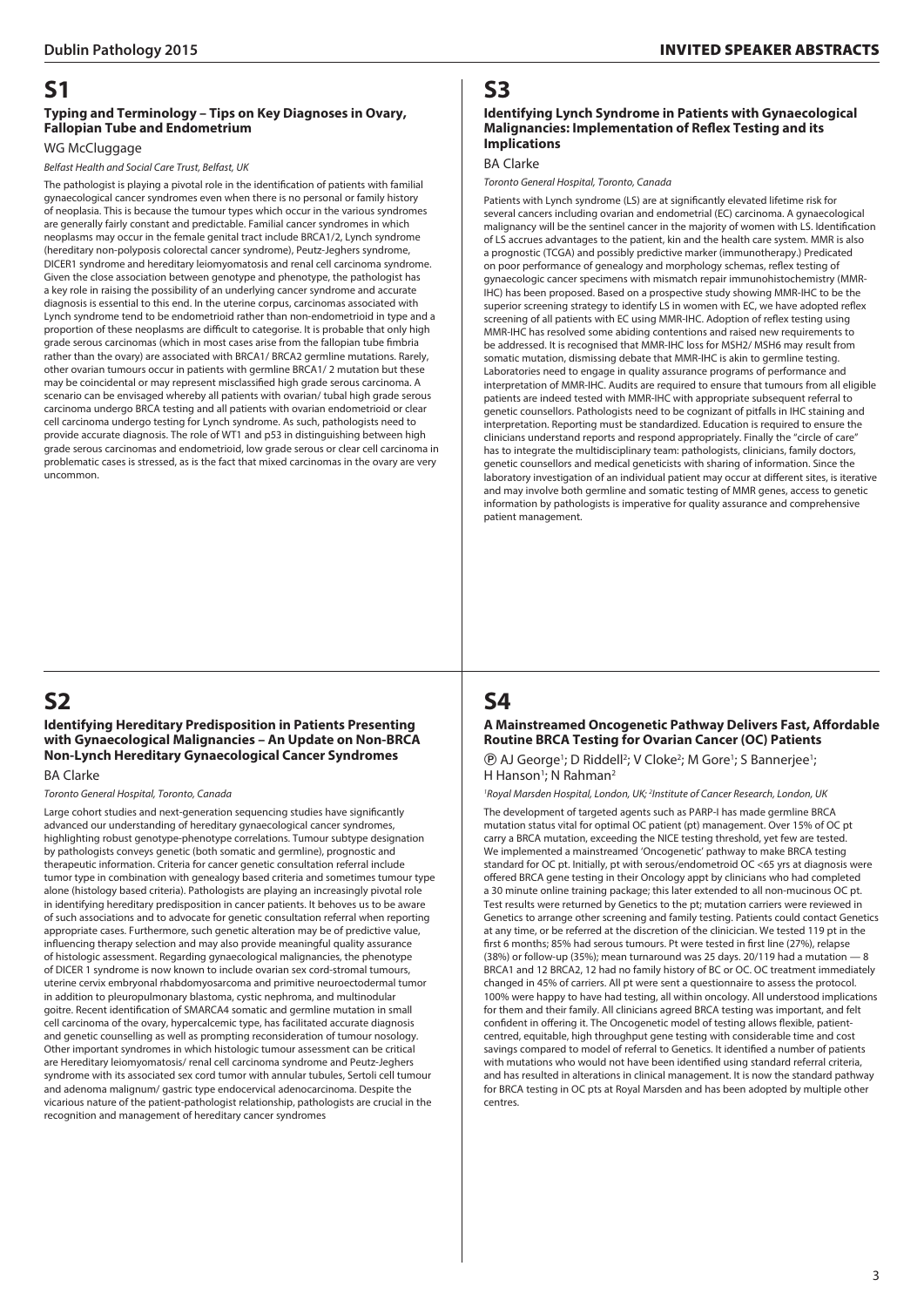# S1

## Typing and Terminology – Tips on Key Diagnoses in Ovary, Fallopian Tube and Endometrium

WG McCluggage

*Belfast Health and Social Care Trust, Belfast, UK*

The pathologist is playing a pivotal role in the identification of patients with familial gynaecological cancer syndromes even when there is no personal or family history of neoplasia. This is because the tumour types which occur in the various syndromes are generally fairly constant and predictable. Familial cancer syndromes in which neoplasms may occur in the female genital tract include BRCA1/2, Lynch syndrome (hereditary non-polyposis colorectal cancer syndrome), Peutz-Jeghers syndrome, DICER1 syndrome and hereditary leiomyomatosis and renal cell carcinoma syndrome. Given the close association between genotype and phenotype, the pathologist has a key role in raising the possibility of an underlying cancer syndrome and accurate diagnosis is essential to this end. In the uterine corpus, carcinomas associated with Lynch syndrome tend to be endometrioid rather than non-endometrioid in type and a proportion of these neoplasms are difficult to categorise. It is probable that only high grade serous carcinomas (which in most cases arise from the fallopian tube fimbria rather than the ovary) are associated with BRCA1/ BRCA2 germline mutations. Rarely, other ovarian tumours occur in patients with germline BRCA1/ 2 mutation but these may be coincidental or may represent misclassified high grade serous carcinoma. A scenario can be envisaged whereby all patients with ovarian/ tubal high grade serous carcinoma undergo BRCA testing and all patients with ovarian endometrioid or clear cell carcinoma undergo testing for Lynch syndrome. As such, pathologists need to provide accurate diagnosis. The role of WT1 and p53 in distinguishing between high grade serous carcinomas and endometrioid, low grade serous or clear cell carcinoma in problematic cases is stressed, as is the fact that mixed carcinomas in the ovary are very uncommon.

# S2

## Identifying Hereditary Predisposition in Patients Presenting with Gynaecological Malignancies – An Update on Non-BRCA Non-Lynch Hereditary Gynaecological Cancer Syndromes

BA Clarke

*Toronto General Hospital, Toronto, Canada*

Large cohort studies and next-generation sequencing studies have significantly advanced our understanding of hereditary gynaecological cancer syndromes, highlighting robust genotype-phenotype correlations. Tumour subtype designation by pathologists conveys genetic (both somatic and germline), prognostic and therapeutic information. Criteria for cancer genetic consultation referral include tumor type in combination with genealogy based criteria and sometimes tumour type alone (histology based criteria). Pathologists are playing an increasingly pivotal role in identifying hereditary predisposition in cancer patients. It behoves us to be aware of such associations and to advocate for genetic consultation referral when reporting appropriate cases. Furthermore, such genetic alteration may be of predictive value, influencing therapy selection and may also provide meaningful quality assurance of histologic assessment. Regarding gynaecological malignancies, the phenotype of DICER 1 syndrome is now known to include ovarian sex cord-stromal tumours, uterine cervix embryonal rhabdomyosarcoma and primitive neuroectodermal tumor in addition to pleuropulmonary blastoma, cystic nephroma, and multinodular goitre. Recent identification of SMARCA4 somatic and germline mutation in small cell carcinoma of the ovary, hypercalcemic type, has facilitated accurate diagnosis and genetic counselling as well as prompting reconsideration of tumour nosology. Other important syndromes in which histologic tumour assessment can be critical are Hereditary leiomyomatosis/ renal cell carcinoma syndrome and Peutz-Jeghers syndrome with its associated sex cord tumor with annular tubules, Sertoli cell tumour and adenoma malignum/ gastric type endocervical adenocarcinoma. Despite the vicarious nature of the patient-pathologist relationship, pathologists are crucial in the recognition and management of hereditary cancer syndromes

# S3

## Identifying Lynch Syndrome in Patients with Gynaecological Malignancies: Implementation of Reflex Testing and its Implications

BA Clarke

*Toronto General Hospital, Toronto, Canada*

Patients with Lynch syndrome (LS) are at significantly elevated lifetime risk for several cancers including ovarian and endometrial (EC) carcinoma. A gynaecological malignancy will be the sentinel cancer in the majority of women with LS. Identification of LS accrues advantages to the patient, kin and the health care system. MMR is also a prognostic (TCGA) and possibly predictive marker (immunotherapy.) Predicated on poor performance of genealogy and morphology schemas, reflex testing of gynaecologic cancer specimens with mismatch repair immunohistochemistry (MMR-IHC) has been proposed. Based on a prospective study showing MMR-IHC to be the superior screening strategy to identify LS in women with EC, we have adopted reflex screening of all patients with EC using MMR-IHC. Adoption of reflex testing using MMR-IHC has resolved some abiding contentions and raised new requirements to be addressed. It is recognised that MMR-IHC loss for MSH2/ MSH6 may result from somatic mutation, dismissing debate that MMR-IHC is akin to germline testing. Laboratories need to engage in quality assurance programs of performance and interpretation of MMR-IHC. Audits are required to ensure that tumours from all eligible patients are indeed tested with MMR-IHC with appropriate subsequent referral to genetic counsellors. Pathologists need to be cognizant of pitfalls in IHC staining and interpretation. Reporting must be standardized. Education is required to ensure the clinicians understand reports and respond appropriately. Finally the "circle of care" has to integrate the multidisciplinary team: pathologists, clinicians, family doctors, genetic counsellors and medical geneticists with sharing of information. Since the laboratory investigation of an individual patient may occur at different sites, is iterative and may involve both germline and somatic testing of MMR genes, access to genetic information by pathologists is imperative for quality assurance and comprehensive patient management.

# S4

## A Mainstreamed Oncogenetic Pathway Delivers Fast, Affordable Routine BRCA Testing for Ovarian Cancer (OC) Patients

Ⓟ AJ George[1]; D Riddell[2]; V Cloke[2]; M Gore[1]; S Bannerjee[1]; H Hanson[1]; N Rahman[2]

*[1]Royal Marsden Hospital, London, UK; [2]Institute of Cancer Research, London, UK*

The development of targeted agents such as PARP-I has made germline BRCA mutation status vital for optimal OC patient (pt) management. Over 15% of OC pt carry a BRCA mutation, exceeding the NICE testing threshold, yet few are tested. We implemented a mainstreamed 'Oncogenetic' pathway to make BRCA testing standard for OC pt. Initially, pt with serous/endometroid OC <65 yrs at diagnosis were offered BRCA gene testing in their Oncology appt by clinicians who had completed a 30 minute online training package; this later extended to all non-mucinous OC pt. Test results were returned by Genetics to the pt; mutation carriers were reviewed in Genetics to arrange other screening and family testing. Patients could contact Genetics at any time, or be referred at the discretion of the clinicician. We tested 119 pt in the first 6 months; 85% had serous tumours. Pt were tested in first line (27%), relapse (38%) or follow-up (35%); mean turnaround was 25 days. 20/119 had a mutation — 8 BRCA1 and 12 BRCA2, 12 had no family history of BC or OC. OC treatment immediately changed in 45% of carriers. All pt were sent a questionnaire to assess the protocol. 100% were happy to have had testing, all within oncology. All understood implications for them and their family. All clinicians agreed BRCA testing was important, and felt confident in offering it. The Oncogenetic model of testing allows flexible, patient-centred, equitable, high throughput gene testing with considerable time and cost savings compared to model of referral to Genetics. It identified a number of patients with mutations who would not have been identified using standard referral criteria, and has resulted in alterations in clinical management. It is now the standard pathway for BRCA testing in OC pts at Royal Marsden and has been adopted by multiple other centres.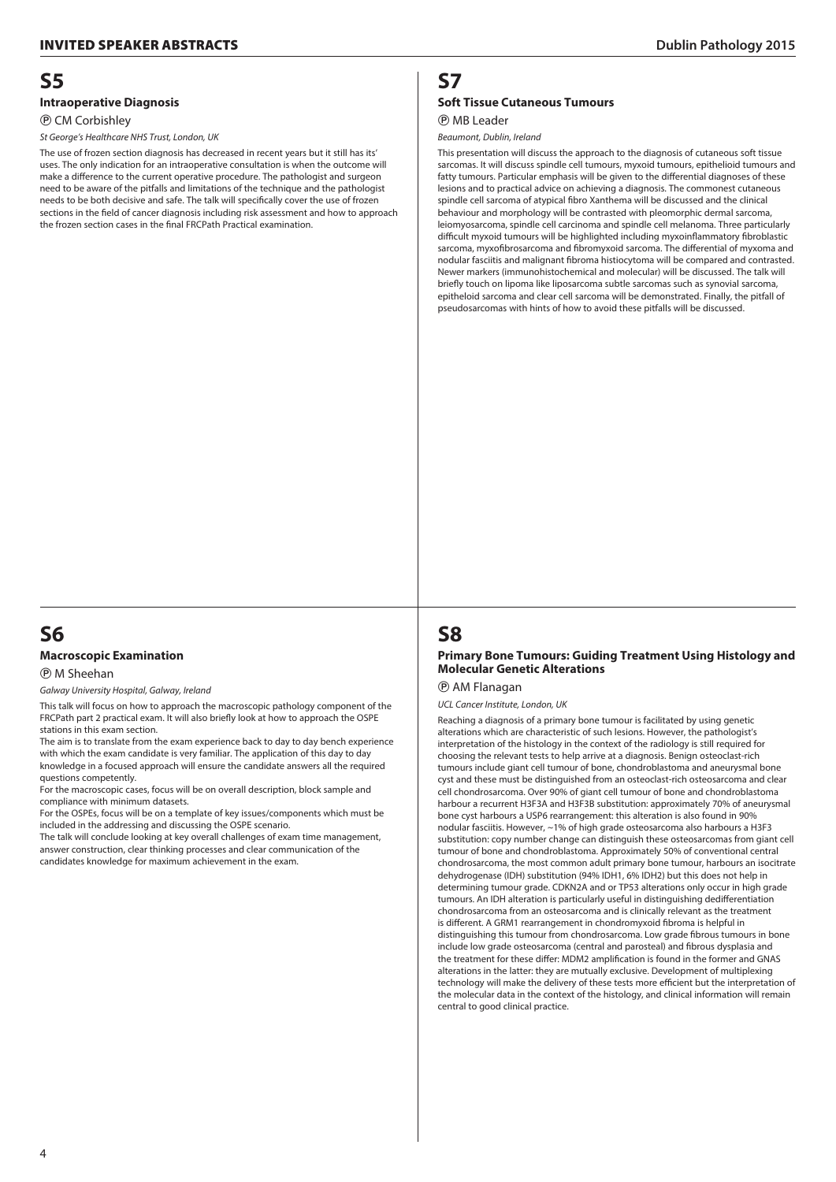# S5

### Intraoperative Diagnosis

Ⓟ CM Corbishley

*St George's Healthcare NHS Trust, London, UK*

The use of frozen section diagnosis has decreased in recent years but it still has its' uses. The only indication for an intraoperative consultation is when the outcome will make a difference to the current operative procedure. The pathologist and surgeon need to be aware of the pitfalls and limitations of the technique and the pathologist needs to be both decisive and safe. The talk will specifically cover the use of frozen sections in the field of cancer diagnosis including risk assessment and how to approach the frozen section cases in the final FRCPath Practical examination.

# S6

### Macroscopic Examination

Ⓟ M Sheehan

*Galway University Hospital, Galway, Ireland*

This talk will focus on how to approach the macroscopic pathology component of the FRCPath part 2 practical exam. It will also briefly look at how to approach the OSPE stations in this exam section.

The aim is to translate from the exam experience back to day to day bench experience with which the exam candidate is very familiar. The application of this day to day knowledge in a focused approach will ensure the candidate answers all the required questions competently.

For the macroscopic cases, focus will be on overall description, block sample and compliance with minimum datasets.

For the OSPEs, focus will be on a template of key issues/components which must be included in the addressing and discussing the OSPE scenario.

The talk will conclude looking at key overall challenges of exam time management, answer construction, clear thinking processes and clear communication of the candidates knowledge for maximum achievement in the exam.

# S7

### Soft Tissue Cutaneous Tumours

Ⓟ MB Leader

*Beaumont, Dublin, Ireland*

This presentation will discuss the approach to the diagnosis of cutaneous soft tissue sarcomas. It will discuss spindle cell tumours, myxoid tumours, epithelioid tumours and fatty tumours. Particular emphasis will be given to the differential diagnoses of these lesions and to practical advice on achieving a diagnosis. The commonest cutaneous spindle cell sarcoma of atypical fibro Xanthema will be discussed and the clinical behaviour and morphology will be contrasted with pleomorphic dermal sarcoma, leiomyosarcoma, spindle cell carcinoma and spindle cell melanoma. Three particularly difficult myxoid tumours will be highlighted including myxoinflammatory fibroblastic sarcoma, myxofibrosarcoma and fibromyxoid sarcoma. The differential of myxoma and nodular fasciitis and malignant fibroma histiocytoma will be compared and contrasted. Newer markers (immunohistochemical and molecular) will be discussed. The talk will briefly touch on lipoma like liposarcoma subtle sarcomas such as synovial sarcoma, epitheloid sarcoma and clear cell sarcoma will be demonstrated. Finally, the pitfall of pseudosarcomas with hints of how to avoid these pitfalls will be discussed.

# S8

### Primary Bone Tumours: Guiding Treatment Using Histology and Molecular Genetic Alterations

Ⓟ AM Flanagan

*UCL Cancer Institute, London, UK*

Reaching a diagnosis of a primary bone tumour is facilitated by using genetic alterations which are characteristic of such lesions. However, the pathologist's interpretation of the histology in the context of the radiology is still required for choosing the relevant tests to help arrive at a diagnosis. Benign osteoclast-rich tumours include giant cell tumour of bone, chondroblastoma and aneurysmal bone cyst and these must be distinguished from an osteoclast-rich osteosarcoma and clear cell chondrosarcoma. Over 90% of giant cell tumour of bone and chondroblastoma harbour a recurrent H3F3A and H3F3B substitution: approximately 70% of aneurysmal bone cyst harbours a USP6 rearrangement: this alteration is also found in 90% nodular fasciitis. However, ~1% of high grade osteosarcoma also harbours a H3F3 substitution: copy number change can distinguish these osteosarcomas from giant cell tumour of bone and chondroblastoma. Approximately 50% of conventional central chondrosarcoma, the most common adult primary bone tumour, harbours an isocitrate dehydrogenase (IDH) substitution (94% IDH1, 6% IDH2) but this does not help in determining tumour grade. CDKN2A and or TP53 alterations only occur in high grade tumours. An IDH alteration is particularly useful in distinguishing dedifferentiation chondrosarcoma from an osteosarcoma and is clinically relevant as the treatment is different. A GRM1 rearrangement in chondromyxoid fibroma is helpful in distinguishing this tumour from chondrosarcoma. Low grade fibrous tumours in bone include low grade osteosarcoma (central and parosteal) and fibrous dysplasia and the treatment for these differ: MDM2 amplification is found in the former and GNAS alterations in the latter: they are mutually exclusive. Development of multiplexing technology will make the delivery of these tests more efficient but the interpretation of the molecular data in the context of the histology, and clinical information will remain central to good clinical practice.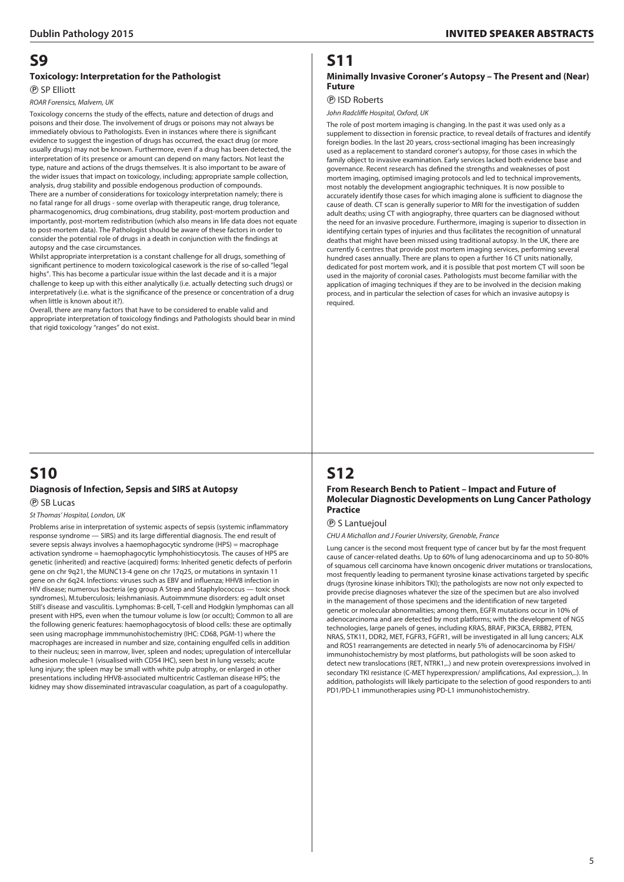# S9

### Toxicology: Interpretation for the Pathologist

Ⓟ SP Elliott

*ROAR Forensics, Malvern, UK*

Toxicology concerns the study of the effects, nature and detection of drugs and poisons and their dose. The involvement of drugs or poisons may not always be immediately obvious to Pathologists. Even in instances where there is significant evidence to suggest the ingestion of drugs has occurred, the exact drug (or more usually drugs) may not be known. Furthermore, even if a drug has been detected, the interpretation of its presence or amount can depend on many factors. Not least the type, nature and actions of the drugs themselves. It is also important to be aware of the wider issues that impact on toxicology, including; appropriate sample collection, analysis, drug stability and possible endogenous production of compounds.
There are a number of considerations for toxicology interpretation namely; there is no fatal range for all drugs - some overlap with therapeutic range, drug tolerance, pharmacogenomics, drug combinations, drug stability, post-mortem production and importantly, post-mortem redistribution (which also means in life data does not equate to post-mortem data). The Pathologist should be aware of these factors in order to consider the potential role of drugs in a death in conjunction with the findings at autopsy and the case circumstances.
Whilst appropriate interpretation is a constant challenge for all drugs, something of significant pertinence to modern toxicological casework is the rise of so-called "legal highs". This has become a particular issue within the last decade and it is a major challenge to keep up with this either analytically (i.e. actually detecting such drugs) or interpretatively (i.e. what is the significance of the presence or concentration of a drug when little is known about it?).
Overall, there are many factors that have to be considered to enable valid and appropriate interpretation of toxicology findings and Pathologists should bear in mind that rigid toxicology "ranges" do not exist.

# S10

### Diagnosis of Infection, Sepsis and SIRS at Autopsy

Ⓟ SB Lucas

*St Thomas' Hospital, London, UK*

Problems arise in interpretation of systemic aspects of sepsis (systemic inflammatory response syndrome — SIRS) and its large differential diagnosis. The end result of severe sepsis always involves a haemophagocytic syndrome (HPS) = macrophage activation syndrome = haemophagocytic lymphohistiocytosis. The causes of HPS are genetic (inherited) and reactive (acquired) forms: Inherited genetic defects of perforin gene on chr 9q21, the MUNC13-4 gene on chr 17q25, or mutations in syntaxin 11 gene on chr 6q24. Infections: viruses such as EBV and influenza; HHV8 infection in HIV disease; numerous bacteria (eg group A Strep and Staphylococcus — toxic shock syndromes), M.tuberculosis; leishmaniasis. Autoimmmune disorders: eg adult onset Still's disease and vasculitis. Lymphomas: B-cell, T-cell and Hodgkin lymphomas can all present with HPS, even when the tumour volume is low (or occult); Common to all are the following generic features: haemophagocytosis of blood cells: these are optimally seen using macrophage immmunohistochemistry (IHC: CD68, PGM-1) where the macrophages are increased in number and size, containing engulfed cells in addition to their nucleus; seen in marrow, liver, spleen and nodes; upregulation of intercellular adhesion molecule-1 (visualised with CD54 IHC), seen best in lung vessels; acute lung injury; the spleen may be small with white pulp atrophy, or enlarged in other presentations including HHV8-associated multicentric Castleman disease HPS; the kidney may show disseminated intravascular coagulation, as part of a coagulopathy.

# S11

### Minimally Invasive Coroner's Autopsy – The Present and (Near) Future

Ⓟ ISD Roberts

*John Radcliffe Hospital, Oxford, UK*

The role of post mortem imaging is changing. In the past it was used only as a supplement to dissection in forensic practice, to reveal details of fractures and identify foreign bodies. In the last 20 years, cross-sectional imaging has been increasingly used as a replacement to standard coroner's autopsy, for those cases in which the family object to invasive examination. Early services lacked both evidence base and governance. Recent research has defined the strengths and weaknesses of post mortem imaging, optimised imaging protocols and led to technical improvements, most notably the development angiographic techniques. It is now possible to accurately identify those cases for which imaging alone is sufficient to diagnose the cause of death. CT scan is generally superior to MRI for the investigation of sudden adult deaths; using CT with angiography, three quarters can be diagnosed without the need for an invasive procedure. Furthermore, imaging is superior to dissection in identifying certain types of injuries and thus facilitates the recognition of unnatural deaths that might have been missed using traditional autopsy. In the UK, there are currently 6 centres that provide post mortem imaging services, performing several hundred cases annually. There are plans to open a further 16 CT units nationally, dedicated for post mortem work, and it is possible that post mortem CT will soon be used in the majority of coronial cases. Pathologists must become familiar with the application of imaging techniques if they are to be involved in the decision making process, and in particular the selection of cases for which an invasive autopsy is required.

# S12

### From Research Bench to Patient – Impact and Future of Molecular Diagnostic Developments on Lung Cancer Pathology Practice

Ⓟ S Lantuejoul

*CHU A Michallon and J Fourier University, Grenoble, France*

Lung cancer is the second most frequent type of cancer but by far the most frequent cause of cancer-related deaths. Up to 60% of lung adenocarcinoma and up to 50-80% of squamous cell carcinoma have known oncogenic driver mutations or translocations, most frequently leading to permanent tyrosine kinase activations targeted by specific drugs (tyrosine kinase inhibitors TKI); the pathologists are now not only expected to provide precise diagnoses whatever the size of the specimen but are also involved in the management of those specimens and the identification of new targeted genetic or molecular abnormalities; among them, EGFR mutations occur in 10% of adenocarcinoma and are detected by most platforms; with the development of NGS technologies, large panels of genes, including KRAS, BRAF, PIK3CA, ERBB2, PTEN, NRAS, STK11, DDR2, MET, FGFR3, FGFR1, will be investigated in all lung cancers; ALK and ROS1 rearrangements are detected in nearly 5% of adenocarcinoma by FISH/immunohistochemistry by most platforms, but pathologists will be soon asked to detect new translocations (RET, NTRK1,..) and new protein overexpressions involved in secondary TKI resistance (C-MET hyperexpression/ amplifications, Axl expression,..). In addition, pathologists will likely participate to the selection of good responders to anti PD1/PD-L1 immunotherapies using PD-L1 immunohistochemistry.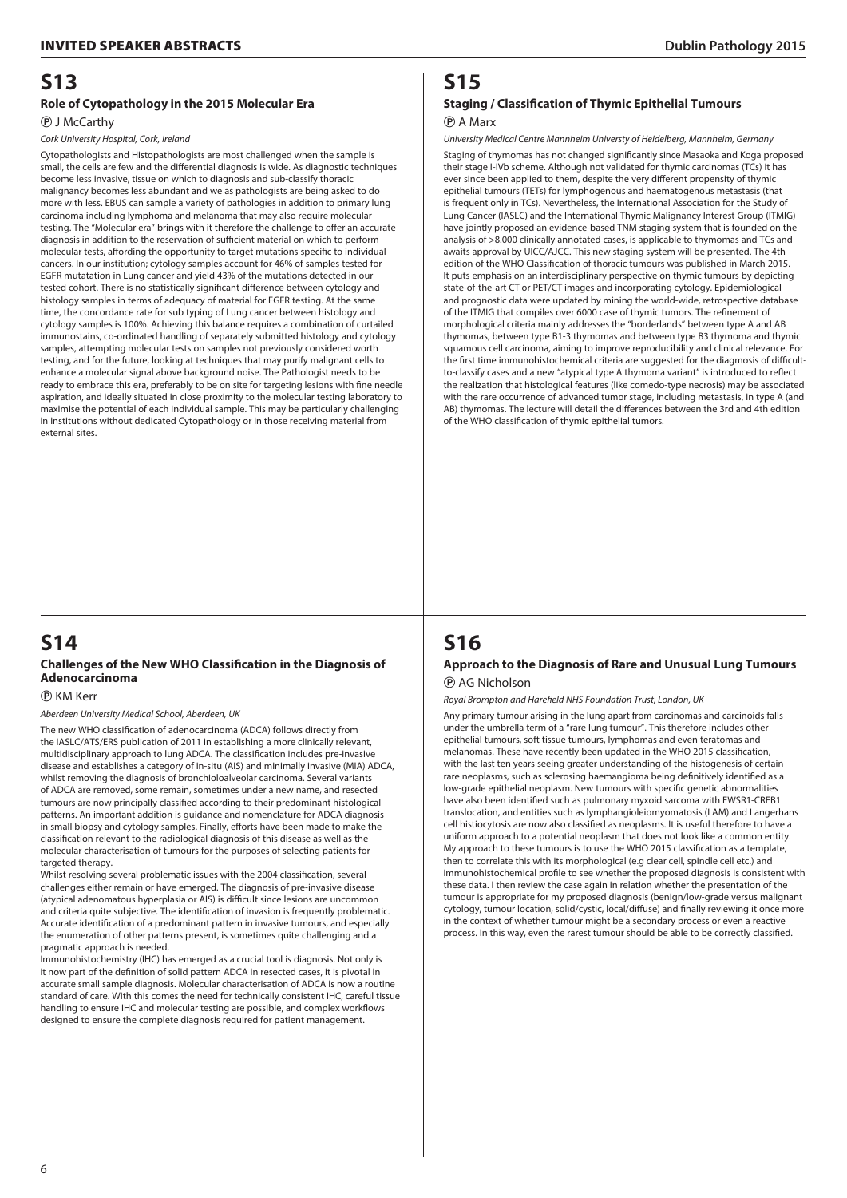# S13

### Role of Cytopathology in the 2015 Molecular Era

Ⓟ J McCarthy

*Cork University Hospital, Cork, Ireland*

Cytopathologists and Histopathologists are most challenged when the sample is small, the cells are few and the differential diagnosis is wide. As diagnostic techniques become less invasive, tissue on which to diagnosis and sub-classify thoracic malignancy becomes less abundant and we as pathologists are being asked to do more with less. EBUS can sample a variety of pathologies in addition to primary lung carcinoma including lymphoma and melanoma that may also require molecular testing. The "Molecular era" brings with it therefore the challenge to offer an accurate diagnosis in addition to the reservation of sufficient material on which to perform molecular tests, affording the opportunity to target mutations specific to individual cancers. In our institution; cytology samples account for 46% of samples tested for EGFR mutatation in Lung cancer and yield 43% of the mutations detected in our tested cohort. There is no statistically significant difference between cytology and histology samples in terms of adequacy of material for EGFR testing. At the same time, the concordance rate for sub typing of Lung cancer between histology and cytology samples is 100%. Achieving this balance requires a combination of curtailed immunostains, co-ordinated handling of separately submitted histology and cytology samples, attempting molecular tests on samples not previously considered worth testing, and for the future, looking at techniques that may purify malignant cells to enhance a molecular signal above background noise. The Pathologist needs to be ready to embrace this era, preferably to be on site for targeting lesions with fine needle aspiration, and ideally situated in close proximity to the molecular testing laboratory to maximise the potential of each individual sample. This may be particularly challenging in institutions without dedicated Cytopathology or in those receiving material from external sites.

# S14

### Challenges of the New WHO Classification in the Diagnosis of Adenocarcinoma

Ⓟ KM Kerr

*Aberdeen University Medical School, Aberdeen, UK*

The new WHO classification of adenocarcinoma (ADCA) follows directly from the IASLC/ATS/ERS publication of 2011 in establishing a more clinically relevant, multidisciplinary approach to lung ADCA. The classification includes pre-invasive disease and establishes a category of in-situ (AIS) and minimally invasive (MIA) ADCA, whilst removing the diagnosis of bronchioloalveolar carcinoma. Several variants of ADCA are removed, some remain, sometimes under a new name, and resected tumours are now principally classified according to their predominant histological patterns. An important addition is guidance and nomenclature for ADCA diagnosis in small biopsy and cytology samples. Finally, efforts have been made to make the classification relevant to the radiological diagnosis of this disease as well as the molecular characterisation of tumours for the purposes of selecting patients for targeted therapy.

Whilst resolving several problematic issues with the 2004 classification, several challenges either remain or have emerged. The diagnosis of pre-invasive disease (atypical adenomatous hyperplasia or AIS) is difficult since lesions are uncommon and criteria quite subjective. The identification of invasion is frequently problematic. Accurate identification of a predominant pattern in invasive tumours, and especially the enumeration of other patterns present, is sometimes quite challenging and a pragmatic approach is needed.

Immunohistochemistry (IHC) has emerged as a crucial tool is diagnosis. Not only is it now part of the definition of solid pattern ADCA in resected cases, it is pivotal in accurate small sample diagnosis. Molecular characterisation of ADCA is now a routine standard of care. With this comes the need for technically consistent IHC, careful tissue handling to ensure IHC and molecular testing are possible, and complex workflows designed to ensure the complete diagnosis required for patient management.

# S15

### Staging / Classification of Thymic Epithelial Tumours

Ⓟ A Marx

*University Medical Centre Mannheim Universty of Heidelberg, Mannheim, Germany*

Staging of thymomas has not changed significantly since Masaoka and Koga proposed their stage I-IVb scheme. Although not validated for thymic carcinomas (TCs) it has ever since been applied to them, despite the very different propensity of thymic epithelial tumours (TETs) for lymphogenous and haematogenous metastasis (that is frequent only in TCs). Nevertheless, the International Association for the Study of Lung Cancer (IASLC) and the International Thymic Malignancy Interest Group (ITMIG) have jointly proposed an evidence-based TNM staging system that is founded on the analysis of >8.000 clinically annotated cases, is applicable to thymomas and TCs and awaits approval by UICC/AJCC. This new staging system will be presented. The 4th edition of the WHO Classification of thoracic tumours was published in March 2015. It puts emphasis on an interdisciplinary perspective on thymic tumours by depicting state-of-the-art CT or PET/CT images and incorporating cytology. Epidemiological and prognostic data were updated by mining the world-wide, retrospective database of the ITMIG that compiles over 6000 case of thymic tumors. The refinement of morphological criteria mainly addresses the "borderlands" between type A and AB thymomas, between type B1-3 thymomas and between type B3 thymoma and thymic squamous cell carcinoma, aiming to improve reproducibility and clinical relevance. For the first time immunohistochemical criteria are suggested for the diagnosis of difficult-to-classify cases and a new "atypical type A thymoma variant" is introduced to reflect the realization that histological features (like comedo-type necrosis) may be associated with the rare occurrence of advanced tumor stage, including metastasis, in type A (and AB) thymomas. The lecture will detail the differences between the 3rd and 4th edition of the WHO classification of thymic epithelial tumors.

# S16

### Approach to the Diagnosis of Rare and Unusual Lung Tumours

Ⓟ AG Nicholson

*Royal Brompton and Harefield NHS Foundation Trust, London, UK*

Any primary tumour arising in the lung apart from carcinomas and carcinoids falls under the umbrella term of a "rare lung tumour". This therefore includes other epithelial tumours, soft tissue tumours, lymphomas and even teratomas and melanomas. These have recently been updated in the WHO 2015 classification, with the last ten years seeing greater understanding of the histogenesis of certain rare neoplasms, such as sclerosing haemangioma being definitively identified as a low-grade epithelial neoplasm. New tumours with specific genetic abnormalities have also been identified such as pulmonary myxoid sarcoma with EWSR1-CREB1 translocation, and entities such as lymphangioleiomyomatosis (LAM) and Langerhans cell histiocytosis are now also classified as neoplasms. It is useful therefore to have a uniform approach to a potential neoplasm that does not look like a common entity. My approach to these tumours is to use the WHO 2015 classification as a template, then to correlate this with its morphological (e.g clear cell, spindle cell etc.) and immunohistochemical profile to see whether the proposed diagnosis is consistent with these data. I then review the case again in relation whether the presentation of the tumour is appropriate for my proposed diagnosis (benign/low-grade versus malignant cytology, tumour location, solid/cystic, local/diffuse) and finally reviewing it once more in the context of whether tumour might be a secondary process or even a reactive process. In this way, even the rarest tumour should be able to be correctly classified.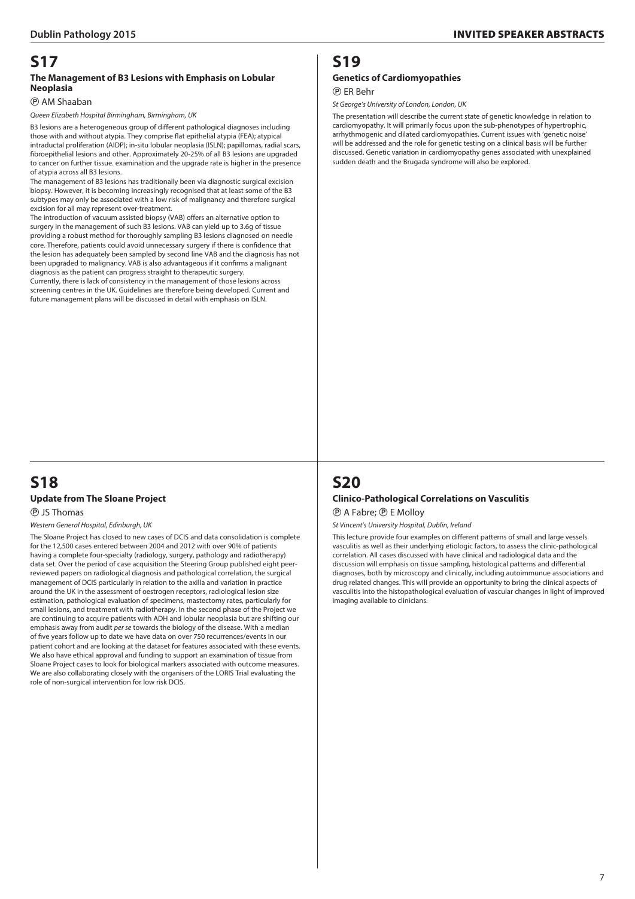## S17

### The Management of B3 Lesions with Emphasis on Lobular Neoplasia

Ⓟ AM Shaaban

*Queen Elizabeth Hospital Birmingham, Birmingham, UK*

B3 lesions are a heterogeneous group of different pathological diagnoses including those with and without atypia. They comprise flat epithelial atypia (FEA); atypical intraductal proliferation (AIDP); in-situ lobular neoplasia (ISLN); papillomas, radial scars, fibroepithelial lesions and other. Approximately 20-25% of all B3 lesions are upgraded to cancer on further tissue. examination and the upgrade rate is higher in the presence of atypia across all B3 lesions.

The management of B3 lesions has traditionally been via diagnostic surgical excision biopsy. However, it is becoming increasingly recognised that at least some of the B3 subtypes may only be associated with a low risk of malignancy and therefore surgical excision for all may represent over-treatment.

The introduction of vacuum assisted biopsy (VAB) offers an alternative option to surgery in the management of such B3 lesions. VAB can yield up to 3.6g of tissue providing a robust method for thoroughly sampling B3 lesions diagnosed on needle core. Therefore, patients could avoid unnecessary surgery if there is confidence that the lesion has adequately been sampled by second line VAB and the diagnosis has not been upgraded to malignancy. VAB is also advantageous if it confirms a malignant diagnosis as the patient can progress straight to therapeutic surgery.

Currently, there is lack of consistency in the management of those lesions across screening centres in the UK. Guidelines are therefore being developed. Current and future management plans will be discussed in detail with emphasis on ISLN.

## S18

### Update from The Sloane Project

Ⓟ JS Thomas

*Western General Hospital, Edinburgh, UK*

The Sloane Project has closed to new cases of DCIS and data consolidation is complete for the 12,500 cases entered between 2004 and 2012 with over 90% of patients having a complete four-specialty (radiology, surgery, pathology and radiotherapy) data set. Over the period of case acquisition the Steering Group published eight peer-reviewed papers on radiological diagnosis and pathological correlation, the surgical management of DCIS particularly in relation to the axilla and variation in practice around the UK in the assessment of oestrogen receptors, radiological lesion size estimation, pathological evaluation of specimens, mastectomy rates, particularly for small lesions, and treatment with radiotherapy. In the second phase of the Project we are continuing to acquire patients with ADH and lobular neoplasia but are shifting our emphasis away from audit *per se* towards the biology of the disease. With a median of five years follow up to date we have data on over 750 recurrences/events in our patient cohort and are looking at the dataset for features associated with these events. We also have ethical approval and funding to support an examination of tissue from Sloane Project cases to look for biological markers associated with outcome measures. We are also collaborating closely with the organisers of the LORIS Trial evaluating the role of non-surgical intervention for low risk DCIS.

## S19

### Genetics of Cardiomyopathies

Ⓟ ER Behr

*St George's University of London, London, UK*

The presentation will describe the current state of genetic knowledge in relation to cardiomyopathy. It will primarily focus upon the sub-phenotypes of hypertrophic, arrhythmogenic and dilated cardiomyopathies. Current issues with 'genetic noise' will be addressed and the role for genetic testing on a clinical basis will be further discussed. Genetic variation in cardiomyopathy genes associated with unexplained sudden death and the Brugada syndrome will also be explored.

## S20

### Clinico-Pathological Correlations on Vasculitis

Ⓟ A Fabre; Ⓟ E Molloy

*St Vincent's University Hospital, Dublin, Ireland*

This lecture provide four examples on different patterns of small and large vessels vasculitis as well as their underlying etiologic factors, to assess the clinic-pathological correlation. All cases discussed with have clinical and radiological data and the discussion will emphasis on tissue sampling, histological patterns and differential diagnoses, both by microscopy and clinically, including autoimmunue associations and drug related changes. This will provide an opportunity to bring the clinical aspects of vasculitis into the histopathological evaluation of vascular changes in light of improved imaging available to clinicians.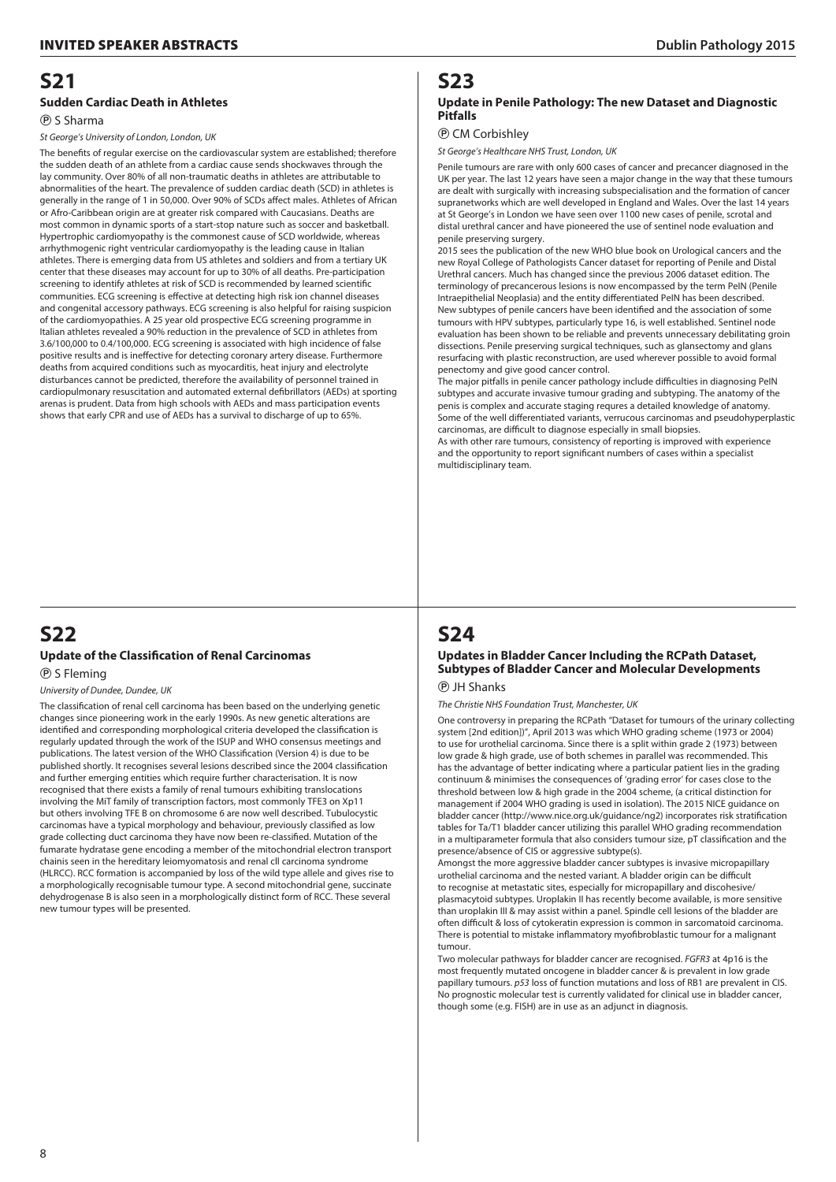# S21

### Sudden Cardiac Death in Athletes

Ⓟ S Sharma

*St George's University of London, London, UK*

The benefits of regular exercise on the cardiovascular system are established; therefore the sudden death of an athlete from a cardiac cause sends shockwaves through the lay community. Over 80% of all non-traumatic deaths in athletes are attributable to abnormalities of the heart. The prevalence of sudden cardiac death (SCD) in athletes is generally in the range of 1 in 50,000. Over 90% of SCDs affect males. Athletes of African or Afro-Caribbean origin are at greater risk compared with Caucasians. Deaths are most common in dynamic sports of a start-stop nature such as soccer and basketball. Hypertrophic cardiomyopathy is the commonest cause of SCD worldwide, whereas arrhythmogenic right ventricular cardiomyopathy is the leading cause in Italian athletes. There is emerging data from US athletes and soldiers and from a tertiary UK center that these diseases may account for up to 30% of all deaths. Pre-participation screening to identify athletes at risk of SCD is recommended by learned scientific communities. ECG screening is effective at detecting high risk ion channel diseases and congenital accessory pathways. ECG screening is also helpful for raising suspicion of the cardiomyopathies. A 25 year old prospective ECG screening programme in Italian athletes revealed a 90% reduction in the prevalence of SCD in athletes from 3.6/100,000 to 0.4/100,000. ECG screening is associated with high incidence of false positive results and is ineffective for detecting coronary artery disease. Furthermore deaths from acquired conditions such as myocarditis, heat injury and electrolyte disturbances cannot be predicted, therefore the availability of personnel trained in cardiopulmonary resuscitation and automated external defibrillators (AEDs) at sporting arenas is prudent. Data from high schools with AEDs and mass participation events shows that early CPR and use of AEDs has a survival to discharge of up to 65%.

# S22

### Update of the Classification of Renal Carcinomas

Ⓟ S Fleming

*University of Dundee, Dundee, UK*

The classification of renal cell carcinoma has been based on the underlying genetic changes since pioneering work in the early 1990s. As new genetic alterations are identified and corresponding morphological criteria developed the classification is regularly updated through the work of the ISUP and WHO consensus meetings and publications. The latest version of the WHO Classification (Version 4) is due to be published shortly. It recognises several lesions described since the 2004 classification and further emerging entities which require further characterisation. It is now recognised that there exists a family of renal tumours exhibiting translocations involving the MiT family of transcription factors, most commonly TFE3 on Xp11 but others involving TFE B on chromosome 6 are now well described. Tubulocystic carcinomas have a typical morphology and behaviour, previously classified as low grade collecting duct carcinoma they have now been re-classified. Mutation of the fumarate hydratase gene encoding a member of the mitochondrial electron transport chainis seen in the hereditary leiomyomatosis and renal cll carcinoma syndrome (HLRCC). RCC formation is accompanied by loss of the wild type allele and gives rise to a morphologically recognisable tumour type. A second mitochondrial gene, succinate dehydrogenase B is also seen in a morphologically distinct form of RCC. These several new tumour types will be presented.

# S23

### Update in Penile Pathology: The new Dataset and Diagnostic Pitfalls

Ⓟ CM Corbishley

*St George's Healthcare NHS Trust, London, UK*

Penile tumours are rare with only 600 cases of cancer and precancer diagnosed in the UK per year. The last 12 years have seen a major change in the way that these tumours are dealt with surgically with increasing subspecialisation and the formation of cancer supranetworks which are well developed in England and Wales. Over the last 14 years at St George's in London we have seen over 1100 new cases of penile, scrotal and distal urethral cancer and have pioneered the use of sentinel node evaluation and penile preserving surgery.

2015 sees the publication of the new WHO blue book on Urological cancers and the new Royal College of Pathologists Cancer dataset for reporting of Penile and Distal Urethral cancers. Much has changed since the previous 2006 dataset edition. The terminology of precancerous lesions is now encompassed by the term PeIN (Penile Intraepithelial Neoplasia) and the entity differentiated PeIN has been described. New subtypes of penile cancers have been identified and the association of some tumours with HPV subtypes, particularly type 16, is well established. Sentinel node evaluation has been shown to be reliable and prevents unnecessary debilitating groin dissections. Penile preserving surgical techniques, such as glansectomy and glans resurfacing with plastic reconstruction, are used wherever possible to avoid formal penectomy and give good cancer control.

The major pitfalls in penile cancer pathology include difficulties in diagnosing PeIN subtypes and accurate invasive tumour grading and subtyping. The anatomy of the penis is complex and accurate staging requres a detailed knowledge of anatomy. Some of the well differentiated variants, verrucous carcinomas and pseudohyperplastic carcinomas, are difficult to diagnose especially in small biopsies.

As with other rare tumours, consistency of reporting is improved with experience and the opportunity to report significant numbers of cases within a specialist multidisciplinary team.

# S24

### Updates in Bladder Cancer Including the RCPath Dataset, Subtypes of Bladder Cancer and Molecular Developments

Ⓟ JH Shanks

*The Christie NHS Foundation Trust, Manchester, UK*

One controversy in preparing the RCPath "Dataset for tumours of the urinary collecting system [2nd edition])", April 2013 was which WHO grading scheme (1973 or 2004) to use for urothelial carcinoma. Since there is a split within grade 2 (1973) between low grade & high grade, use of both schemes in parallel was recommended. This has the advantage of better indicating where a particular patient lies in the grading continuum & minimises the consequences of 'grading error' for cases close to the threshold between low & high grade in the 2004 scheme, (a critical distinction for management if 2004 WHO grading is used in isolation). The 2015 NICE guidance on bladder cancer (http://www.nice.org.uk/guidance/ng2) incorporates risk stratification tables for Ta/T1 bladder cancer utilizing this parallel WHO grading recommendation in a multiparameter formula that also considers tumour size, pT classification and the presence/absence of CIS or aggressive subtype(s).

Amongst the more aggressive bladder cancer subtypes is invasive micropapillary urothelial carcinoma and the nested variant. A bladder origin can be difficult to recognise at metastatic sites, especially for micropapillary and discohesive/ plasmacytoid subtypes. Uroplakin II has recently become available, is more sensitive than uroplakin III & may assist within a panel. Spindle cell lesions of the bladder are often difficult & loss of cytokeratin expression is common in sarcomatoid carcinoma. There is potential to mistake inflammatory myofibroblastic tumour for a malignant tumour.

Two molecular pathways for bladder cancer are recognised. *FGFR3* at 4p16 is the most frequently mutated oncogene in bladder cancer & is prevalent in low grade papillary tumours. *p53* loss of function mutations and loss of RB1 are prevalent in CIS. No prognostic molecular test is currently validated for clinical use in bladder cancer, though some (e.g. FISH) are in use as an adjunct in diagnosis.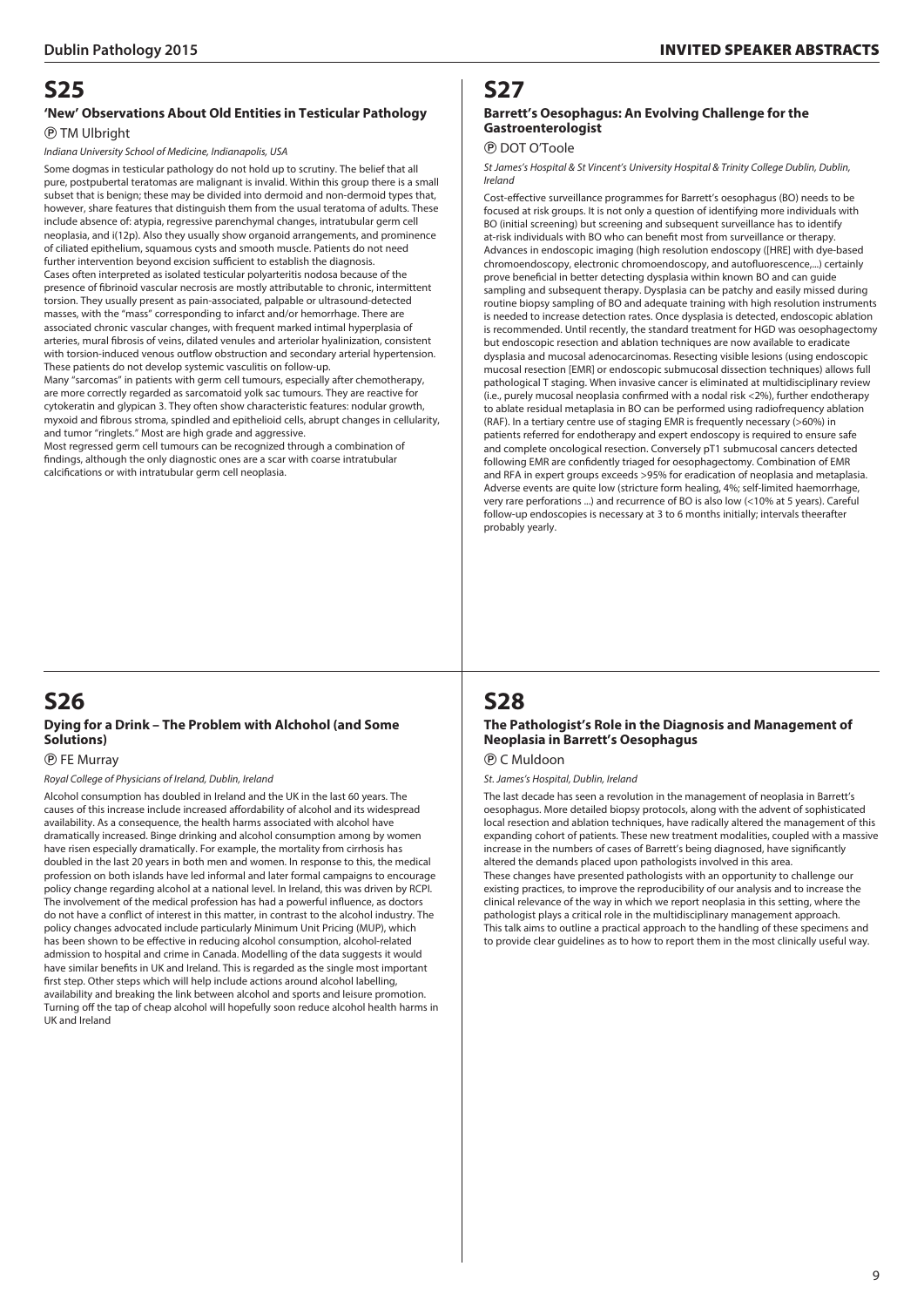# S25

### 'New' Observations About Old Entities in Testicular Pathology

Ⓟ TM Ulbright

*Indiana University School of Medicine, Indianapolis, USA*

Some dogmas in testicular pathology do not hold up to scrutiny. The belief that all pure, postpubertal teratomas are malignant is invalid. Within this group there is a small subset that is benign; these may be divided into dermoid and non-dermoid types that, however, share features that distinguish them from the usual teratoma of adults. These include absence of: atypia, regressive parenchymal changes, intratubular germ cell neoplasia, and i(12p). Also they usually show organoid arrangements, and prominence of ciliated epithelium, squamous cysts and smooth muscle. Patients do not need further intervention beyond excision sufficient to establish the diagnosis.
Cases often interpreted as isolated testicular polyarteritis nodosa because of the presence of fibrinoid vascular necrosis are mostly attributable to chronic, intermittent torsion. They usually present as pain-associated, palpable or ultrasound-detected masses, with the "mass" corresponding to infarct and/or hemorrhage. There are associated chronic vascular changes, with frequent marked intimal hyperplasia of arteries, mural fibrosis of veins, dilated venules and arteriolar hyalinization, consistent with torsion-induced venous outflow obstruction and secondary arterial hypertension. These patients do not develop systemic vasculitis on follow-up.
Many "sarcomas" in patients with germ cell tumours, especially after chemotherapy, are more correctly regarded as sarcomatoid yolk sac tumours. They are reactive for cytokeratin and glypican 3. They often show characteristic features: nodular growth, myxoid and fibrous stroma, spindled and epithelioid cells, abrupt changes in cellularity, and tumor "ringlets." Most are high grade and aggressive.
Most regressed germ cell tumours can be recognized through a combination of findings, although the only diagnostic ones are a scar with coarse intratubular calcifications or with intratubular germ cell neoplasia.

# S26

### Dying for a Drink – The Problem with Alchohol (and Some Solutions)

Ⓟ FE Murray

*Royal College of Physicians of Ireland, Dublin, Ireland*

Alcohol consumption has doubled in Ireland and the UK in the last 60 years. The causes of this increase include increased affordability of alcohol and its widespread availability. As a consequence, the health harms associated with alcohol have dramatically increased. Binge drinking and alcohol consumption among by women have risen especially dramatically. For example, the mortality from cirrhosis has doubled in the last 20 years in both men and women. In response to this, the medical profession on both islands have led informal and later formal campaigns to encourage policy change regarding alcohol at a national level. In Ireland, this was driven by RCPI. The involvement of the medical profession has had a powerful influence, as doctors do not have a conflict of interest in this matter, in contrast to the alcohol industry. The policy changes advocated include particularly Minimum Unit Pricing (MUP), which has been shown to be effective in reducing alcohol consumption, alcohol-related admission to hospital and crime in Canada. Modelling of the data suggests it would have similar benefits in UK and Ireland. This is regarded as the single most important first step. Other steps which will help include actions around alcohol labelling, availability and breaking the link between alcohol and sports and leisure promotion. Turning off the tap of cheap alcohol will hopefully soon reduce alcohol health harms in UK and Ireland

# S27

### Barrett's Oesophagus: An Evolving Challenge for the Gastroenterologist

Ⓟ DOT O'Toole

*St James's Hospital & St Vincent's University Hospital & Trinity College Dublin, Dublin, Ireland*

Cost-effective surveillance programmes for Barrett's oesophagus (BO) needs to be focused at risk groups. It is not only a question of identifying more individuals with BO (initial screening) but screening and subsequent surveillance has to identify at-risk individuals with BO who can benefit most from surveillance or therapy. Advances in endoscopic imaging (high resolution endoscopy ([HRE] with dye-based chromoendoscopy, electronic chromoendoscopy, and autofluorescence,...) certainly prove beneficial in better detecting dysplasia within known BO and can guide sampling and subsequent therapy. Dysplasia can be patchy and easily missed during routine biopsy sampling of BO and adequate training with high resolution instruments is needed to increase detection rates. Once dysplasia is detected, endoscopic ablation is recommended. Until recently, the standard treatment for HGD was oesophagectomy but endoscopic resection and ablation techniques are now available to eradicate dysplasia and mucosal adenocarcinomas. Resecting visible lesions (using endoscopic mucosal resection [EMR] or endoscopic submucosal dissection techniques) allows full pathological T staging. When invasive cancer is eliminated at multidisciplinary review (i.e., purely mucosal neoplasia confirmed with a nodal risk <2%), further endotherapy to ablate residual metaplasia in BO can be performed using radiofrequency ablation (RAF). In a tertiary centre use of staging EMR is frequently necessary (>60%) in patients referred for endotherapy and expert endoscopy is required to ensure safe and complete oncological resection. Conversely pT1 submucosal cancers detected following EMR are confidently triaged for oesophagectomy. Combination of EMR and RFA in expert groups exceeds >95% for eradication of neoplasia and metaplasia. Adverse events are quite low (stricture form healing, 4%; self-limited haemorrhage, very rare perforations ...) and recurrence of BO is also low (<10% at 5 years). Careful follow-up endoscopies is necessary at 3 to 6 months initially; intervals theerafter probably yearly.

# S28

### The Pathologist's Role in the Diagnosis and Management of Neoplasia in Barrett's Oesophagus

Ⓟ C Muldoon

*St. James's Hospital, Dublin, Ireland*

The last decade has seen a revolution in the management of neoplasia in Barrett's oesophagus. More detailed biopsy protocols, along with the advent of sophisticated local resection and ablation techniques, have radically altered the management of this expanding cohort of patients. These new treatment modalities, coupled with a massive increase in the numbers of cases of Barrett's being diagnosed, have significantly altered the demands placed upon pathologists involved in this area.
These changes have presented pathologists with an opportunity to challenge our existing practices, to improve the reproducibility of our analysis and to increase the clinical relevance of the way in which we report neoplasia in this setting, where the pathologist plays a critical role in the multidisciplinary management approach.
This talk aims to outline a practical approach to the handling of these specimens and to provide clear guidelines as to how to report them in the most clinically useful way.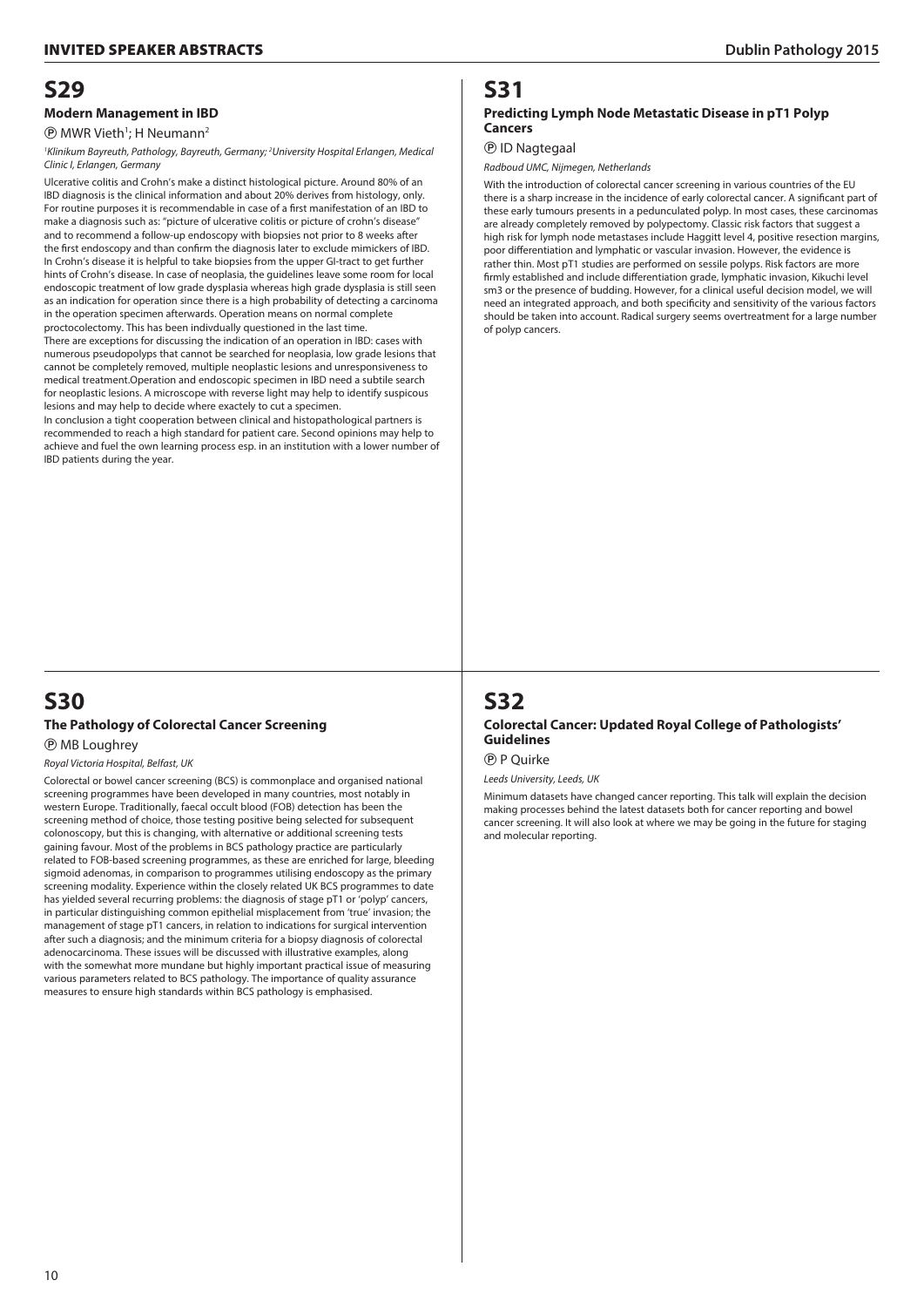# S29

### Modern Management in IBD

Ⓟ MWR Vieth[1]; H Neumann[2]

*[1]Klinikum Bayreuth, Pathology, Bayreuth, Germany; [2]University Hospital Erlangen, Medical Clinic I, Erlangen, Germany*

Ulcerative colitis and Crohn's make a distinct histological picture. Around 80% of an IBD diagnosis is the clinical information and about 20% derives from histology, only. For routine purposes it is recommendable in case of a first manifestation of an IBD to make a diagnosis such as: "picture of ulcerative colitis or picture of crohn's disease" and to recommend a follow-up endoscopy with biopsies not prior to 8 weeks after the first endoscopy and than confirm the diagnosis later to exclude mimickers of IBD. In Crohn's disease it is helpful to take biopsies from the upper GI-tract to get further hints of Crohn's disease. In case of neoplasia, the guidelines leave some room for local endoscopic treatment of low grade dysplasia whereas high grade dysplasia is still seen as an indication for operation since there is a high probability of detecting a carcinoma in the operation specimen afterwards. Operation means on normal complete proctocolectomy. This has been indivdually questioned in the last time.
There are exceptions for discussing the indication of an operation in IBD: cases with numerous pseudopolyps that cannot be searched for neoplasia, low grade lesions that cannot be completely removed, multiple neoplastic lesions and unresponsiveness to medical treatment.Operation and endoscopic specimen in IBD need a subtile search for neoplastic lesions. A microscope with reverse light may help to identify suspicous lesions and may help to decide where exactly to cut a specimen.
In conclusion a tight cooperation between clinical and histopathological partners is recommended to reach a high standard for patient care. Second opinions may help to achieve and fuel the own learning process esp. in an institution with a lower number of IBD patients during the year.

# S30

### The Pathology of Colorectal Cancer Screening

Ⓟ MB Loughrey

*Royal Victoria Hospital, Belfast, UK*

Colorectal or bowel cancer screening (BCS) is commonplace and organised national screening programmes have been developed in many countries, most notably in western Europe. Traditionally, faecal occult blood (FOB) detection has been the screening method of choice, those testing positive being selected for subsequent colonoscopy, but this is changing, with alternative or additional screening tests gaining favour. Most of the problems in BCS pathology practice are particularly related to FOB-based screening programmes, as these are enriched for large, bleeding sigmoid adenomas, in comparison to programmes utilising endoscopy as the primary screening modality. Experience within the closely related UK BCS programmes to date has yielded several recurring problems: the diagnosis of stage pT1 or 'polyp' cancers, in particular distinguishing common epithelial misplacement from 'true' invasion; the management of stage pT1 cancers, in relation to indications for surgical intervention after such a diagnosis; and the minimum criteria for a biopsy diagnosis of colorectal adenocarcinoma. These issues will be discussed with illustrative examples, along with the somewhat more mundane but highly important practical issue of measuring various parameters related to BCS pathology. The importance of quality assurance measures to ensure high standards within BCS pathology is emphasised.

# S31

### Predicting Lymph Node Metastatic Disease in pT1 Polyp Cancers

Ⓟ ID Nagtegaal

*Radboud UMC, Nijmegen, Netherlands*

With the introduction of colorectal cancer screening in various countries of the EU there is a sharp increase in the incidence of early colorectal cancer. A significant part of these early tumours presents in a pedunculated polyp. In most cases, these carcinomas are already completely removed by polypectomy. Classic risk factors that suggest a high risk for lymph node metastases include Haggitt level 4, positive resection margins, poor differentiation and lymphatic or vascular invasion. However, the evidence is rather thin. Most pT1 studies are performed on sessile polyps. Risk factors are more firmly established and include differentiation grade, lymphatic invasion, Kikuchi level sm3 or the presence of budding. However, for a clinical useful decision model, we will need an integrated approach, and both specificity and sensitivity of the various factors should be taken into account. Radical surgery seems overtreatment for a large number of polyp cancers.

# S32

### Colorectal Cancer: Updated Royal College of Pathologists' Guidelines

Ⓟ P Quirke

*Leeds University, Leeds, UK*

Minimum datasets have changed cancer reporting. This talk will explain the decision making processes behind the latest datasets both for cancer reporting and bowel cancer screening. It will also look at where we may be going in the future for staging and molecular reporting.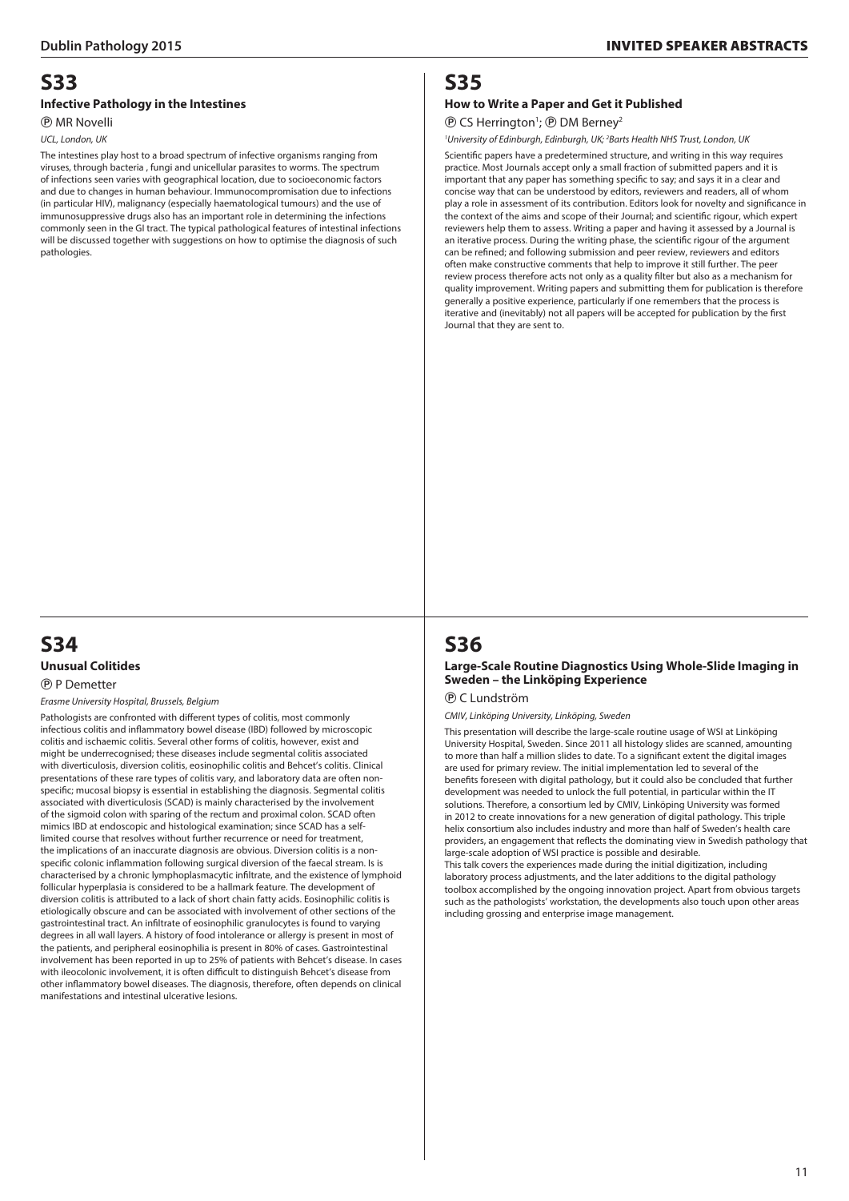# S33

### Infective Pathology in the Intestines

Ⓟ MR Novelli

*UCL, London, UK*

The intestines play host to a broad spectrum of infective organisms ranging from viruses, through bacteria , fungi and unicellular parasites to worms. The spectrum of infections seen varies with geographical location, due to socioeconomic factors and due to changes in human behaviour. Immunocompromisation due to infections (in particular HIV), malignancy (especially haematological tumours) and the use of immunosuppressive drugs also has an important role in determining the infections commonly seen in the GI tract. The typical pathological features of intestinal infections will be discussed together with suggestions on how to optimise the diagnosis of such pathologies.

# S34

### Unusual Colitides

Ⓟ P Demetter

*Erasme University Hospital, Brussels, Belgium*

Pathologists are confronted with different types of colitis, most commonly infectious colitis and inflammatory bowel disease (IBD) followed by microscopic colitis and ischaemic colitis. Several other forms of colitis, however, exist and might be underrecognised; these diseases include segmental colitis associated with diverticulosis, diversion colitis, eosinophilic colitis and Behcet's colitis. Clinical presentations of these rare types of colitis vary, and laboratory data are often non-specific; mucosal biopsy is essential in establishing the diagnosis. Segmental colitis associated with diverticulosis (SCAD) is mainly characterised by the involvement of the sigmoid colon with sparing of the rectum and proximal colon. SCAD often mimics IBD at endoscopic and histological examination; since SCAD has a self-limited course that resolves without further recurrence or need for treatment, the implications of an inaccurate diagnosis are obvious. Diversion colitis is a non-specific colonic inflammation following surgical diversion of the faecal stream. Is is characterised by a chronic lymphoplasmacytic infiltrate, and the existence of lymphoid follicular hyperplasia is considered to be a hallmark feature. The development of diversion colitis is attributed to a lack of short chain fatty acids. Eosinophilic colitis is etiologically obscure and can be associated with involvement of other sections of the gastrointestinal tract. An infiltrate of eosinophilic granulocytes is found to varying degrees in all wall layers. A history of food intolerance or allergy is present in most of the patients, and peripheral eosinophilia is present in 80% of cases. Gastrointestinal involvement has been reported in up to 25% of patients with Behcet's disease. In cases with ileocolonic involvement, it is often difficult to distinguish Behcet's disease from other inflammatory bowel diseases. The diagnosis, therefore, often depends on clinical manifestations and intestinal ulcerative lesions.

# S35

### How to Write a Paper and Get it Published

Ⓟ CS Herrington[1]; Ⓟ DM Berney[2]

[1]*University of Edinburgh, Edinburgh, UK;* [2]*Barts Health NHS Trust, London, UK*

Scientific papers have a predetermined structure, and writing in this way requires practice. Most Journals accept only a small fraction of submitted papers and it is important that any paper has something specific to say; and says it in a clear and concise way that can be understood by editors, reviewers and readers, all of whom play a role in assessment of its contribution. Editors look for novelty and significance in the context of the aims and scope of their Journal; and scientific rigour, which expert reviewers help them to assess. Writing a paper and having it assessed by a Journal is an iterative process. During the writing phase, the scientific rigour of the argument can be refined; and following submission and peer review, reviewers and editors often make constructive comments that help to improve it still further. The peer review process therefore acts not only as a quality filter but also as a mechanism for quality improvement. Writing papers and submitting them for publication is therefore generally a positive experience, particularly if one remembers that the process is iterative and (inevitably) not all papers will be accepted for publication by the first Journal that they are sent to.

# S36

### Large-Scale Routine Diagnostics Using Whole-Slide Imaging in Sweden – the Linköping Experience

Ⓟ C Lundström

*CMIV, Linköping University, Linköping, Sweden*

This presentation will describe the large-scale routine usage of WSI at Linköping University Hospital, Sweden. Since 2011 all histology slides are scanned, amounting to more than half a million slides to date. To a significant extent the digital images are used for primary review. The initial implementation led to several of the benefits foreseen with digital pathology, but it could also be concluded that further development was needed to unlock the full potential, in particular within the IT solutions. Therefore, a consortium led by CMIV, Linköping University was formed in 2012 to create innovations for a new generation of digital pathology. This triple helix consortium also includes industry and more than half of Sweden's health care providers, an engagement that reflects the dominating view in Swedish pathology that large-scale adoption of WSI practice is possible and desirable.

This talk covers the experiences made during the initial digitization, including laboratory process adjustments, and the later additions to the digital pathology toolbox accomplished by the ongoing innovation project. Apart from obvious targets such as the pathologists' workstation, the developments also touch upon other areas including grossing and enterprise image management.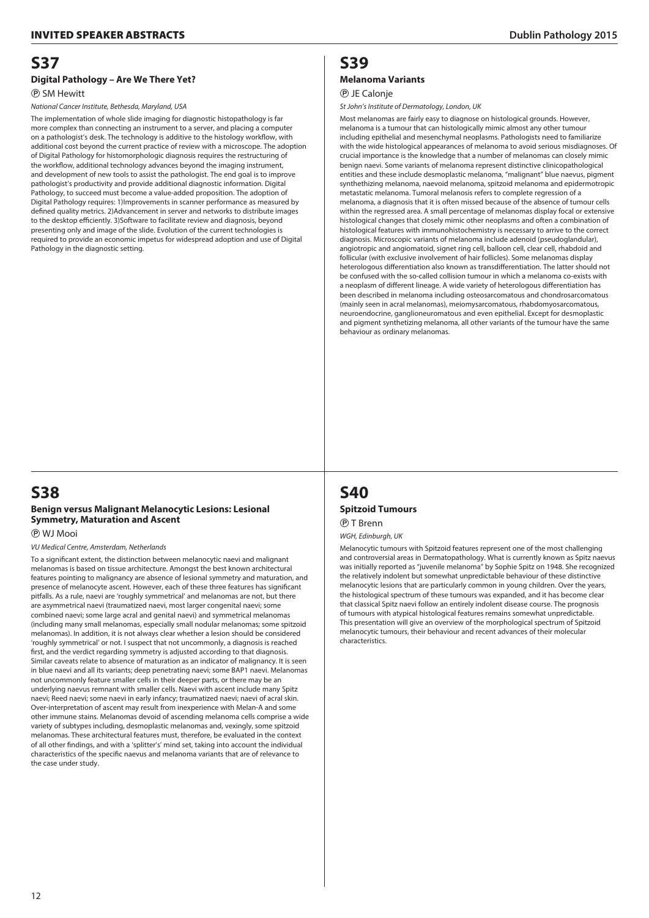# S37

### Digital Pathology – Are We There Yet?

Ⓟ SM Hewitt

*National Cancer Institute, Bethesda, Maryland, USA*

The implementation of whole slide imaging for diagnostic histopathology is far more complex than connecting an instrument to a server, and placing a computer on a pathologist's desk. The technology is additive to the histology workflow, with additional cost beyond the current practice of review with a microscope. The adoption of Digital Pathology for histomorphologic diagnosis requires the restructuring of the workflow, additional technology advances beyond the imaging instrument, and development of new tools to assist the pathologist. The end goal is to improve pathologist's productivity and provide additional diagnostic information. Digital Pathology, to succeed must become a value-added proposition. The adoption of Digital Pathology requires: 1)Improvements in scanner performance as measured by defined quality metrics. 2)Advancement in server and networks to distribute images to the desktop efficiently. 3)Software to facilitate review and diagnosis, beyond presenting only and image of the slide. Evolution of the current technologies is required to provide an economic impetus for widespread adoption and use of Digital Pathology in the diagnostic setting.

# S38

### Benign versus Malignant Melanocytic Lesions: Lesional Symmetry, Maturation and Ascent

Ⓟ WJ Mooi

*VU Medical Centre, Amsterdam, Netherlands*

To a significant extent, the distinction between melanocytic naevi and malignant melanomas is based on tissue architecture. Amongst the best known architectural features pointing to malignancy are absence of lesional symmetry and maturation, and presence of melanocyte ascent. However, each of these three features has significant pitfalls. As a rule, naevi are 'roughly symmetrical' and melanomas are not, but there are asymmetrical naevi (traumatized naevi, most larger congenital naevi; some combined naevi; some large acral and genital naevi) and symmetrical melanomas (including many small melanomas, especially small nodular melanomas; some spitzoid melanomas). In addition, it is not always clear whether a lesion should be considered 'roughly symmetrical' or not. I suspect that not uncommonly, a diagnosis is reached first, and the verdict regarding symmetry is adjusted according to that diagnosis. Similar caveats relate to absence of maturation as an indicator of malignancy. It is seen in blue naevi and all its variants; deep penetrating naevi; some BAP1 naevi. Melanomas not uncommonly feature smaller cells in their deeper parts, or there may be an underlying naevus remnant with smaller cells. Naevi with ascent include many Spitz naevi; Reed naevi; some naevi in early infancy; traumatized naevi; naevi of acral skin. Over-interpretation of ascent may result from inexperience with Melan-A and some other immune stains. Melanomas devoid of ascending melanoma cells comprise a wide variety of subtypes including, desmoplastic melanomas and, vexingly, some spitzoid melanomas. These architectural features must, therefore, be evaluated in the context of all other findings, and with a 'splitter's' mind set, taking into account the individual characteristics of the specific naevus and melanoma variants that are of relevance to the case under study.

# S39

### Melanoma Variants

Ⓟ JE Calonje

*St John's Institute of Dermatology, London, UK*

Most melanomas are fairly easy to diagnose on histological grounds. However, melanoma is a tumour that can histologically mimic almost any other tumour including epithelial and mesenchymal neoplasms. Pathologists need to familiarize with the wide histological appearances of melanoma to avoid serious misdiagnoses. Of crucial importance is the knowledge that a number of melanomas can closely mimic benign naevi. Some variants of melanoma represent distinctive clinicopathological entities and these include desmoplastic melanoma, "malignant" blue naevus, pigment synthethizing melanoma, naevoid melanoma, spitzoid melanoma and epidermotropic metastatic melanoma. Tumoral melanosis refers to complete regression of a melanoma, a diagnosis that it is often missed because of the absence of tumour cells within the regressed area. A small percentage of melanomas display focal or extensive histological changes that closely mimic other neoplasms and often a combination of histological features with immunohistochemistry is necessary to arrive to the correct diagnosis. Microscopic variants of melanoma include adenoid (pseudoglandular), angiotropic and angiomatoid, signet ring cell, balloon cell, clear cell, rhabdoid and follicular (with exclusive involvement of hair follicles). Some melanomas display heterologous differentiation also known as transdifferentiation. The latter should not be confused with the so-called collision tumour in which a melanoma co-exists with a neoplasm of different lineage. A wide variety of heterologous differentiation has been described in melanoma including osteosarcomatous and chondrosarcomatous (mainly seen in acral melanomas), meiomysarcomatous, rhabdomyosarcomatous, neuroendocrine, ganglioneuromatous and even epithelial. Except for desmoplastic and pigment synthetizing melanoma, all other variants of the tumour have the same behaviour as ordinary melanomas.

# S40

### Spitzoid Tumours

Ⓟ T Brenn

*WGH, Edinburgh, UK*

Melanocytic tumours with Spitzoid features represent one of the most challenging and controversial areas in Dermatopathology. What is currently known as Spitz naevus was initially reported as "juvenile melanoma" by Sophie Spitz on 1948. She recognized the relatively indolent but somewhat unpredictable behaviour of these distinctive melanocytic lesions that are particularly common in young children. Over the years, the histological spectrum of these tumours was expanded, and it has become clear that classical Spitz naevi follow an entirely indolent disease course. The prognosis of tumours with atypical histological features remains somewhat unpredictable. This presentation will give an overview of the morphological spectrum of Spitzoid melanocytic tumours, their behaviour and recent advances of their molecular characteristics.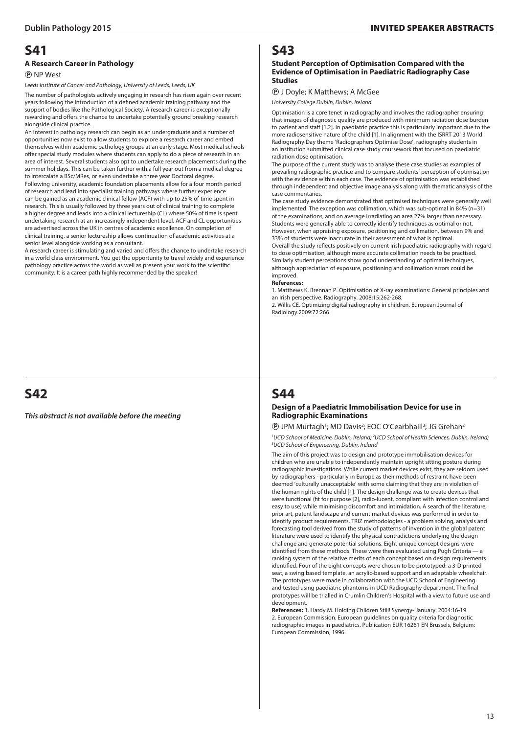## S41

### A Research Career in Pathology

Ⓟ NP West

*Leeds Institute of Cancer and Pathology, University of Leeds, Leeds, UK*

The number of pathologists actively engaging in research has risen again over recent years following the introduction of a defined academic training pathway and the support of bodies like the Pathological Society. A research career is exceptionally rewarding and offers the chance to undertake potentially ground breaking research alongside clinical practice.

An interest in pathology research can begin as an undergraduate and a number of opportunities now exist to allow students to explore a research career and embed themselves within academic pathology groups at an early stage. Most medical schools offer special study modules where students can apply to do a piece of research in an area of interest. Several students also opt to undertake research placements during the summer holidays. This can be taken further with a full year out from a medical degree to intercalate a BSc/MRes, or even undertake a three year Doctoral degree.

Following university, academic foundation placements allow for a four month period of research and lead into specialist training pathways where further experience can be gained as an academic clinical fellow (ACF) with up to 25% of time spent in research. This is usually followed by three years out of clinical training to complete a higher degree and leads into a clinical lectureship (CL) where 50% of time is spent undertaking research at an increasingly independent level. ACF and CL opportunities are advertised across the UK in centres of academic excellence. On completion of clinical training, a senior lectureship allows continuation of academic activities at a senior level alongside working as a consultant.

A research career is stimulating and varied and offers the chance to undertake research in a world class environment. You get the opportunity to travel widely and experience pathology practice across the world as well as present your work to the scientific community. It is a career path highly recommended by the speaker!

## S42

***This abstract is not available before the meeting***

## S43

### Student Perception of Optimisation Compared with the Evidence of Optimisation in Paediatric Radiography Case Studies

Ⓟ J Doyle; K Matthews; A McGee

*University College Dublin, Dublin, Ireland*

Optimisation is a core tenet in radiography and involves the radiographer ensuring that images of diagnostic quality are produced with minimum radiation dose burden to patient and staff [1,2]. In paediatric practice this is particularly important due to the more radiosensitive nature of the child [1]. In alignment with the ISRRT 2013 World Radiography Day theme 'Radiographers Optimise Dose', radiography students in an institution submitted clinical case study coursework that focused on paediatric radiation dose optimisation.

The purpose of the current study was to analyse these case studies as examples of prevailing radiographic practice and to compare students' perception of optimisation with the evidence within each case. The evidence of optimisation was established through independent and objective image analysis along with thematic analysis of the case commentaries.

The case study evidence demonstrated that optimised techniques were generally well implemented. The exception was collimation, which was sub-optimal in 84% (n=31) of the examinations, and on average irradiating an area 27% larger than necessary. Students were generally able to correctly identify techniques as optimal or not. However, when appraising exposure, positioning and collimation, between 9% and 33% of students were inaccurate in their assessment of what is optimal.

Overall the study reflects positively on current Irish paediatric radiography with regard to dose optimisation, although more accurate collimation needs to be practised. Similarly student perceptions show good understanding of optimal techniques, although appreciation of exposure, positioning and collimation errors could be improved.

**References:**

1. Matthews K, Brennan P. Optimisation of X-ray examinations: General principles and an Irish perspective. Radiography. 2008:15:262-268.
2. Willis CE. Optimizing digital radiography in children. European Journal of Radiology.2009:72:266

## S44

### Design of a Paediatric Immobilisation Device for use in Radiographic Examinations

Ⓟ JPM Murtagh[1]; MD Davis[2]; EOC O'Cearbhaill[3]; JG Grehan[2]

[1]*UCD School of Medicine, Dublin, Ireland;* [2]*UCD School of Health Sciences, Dublin, Ireland;* [3]*UCD School of Engineering, Dublin, Ireland*

The aim of this project was to design and prototype immobilisation devices for children who are unable to independently maintain upright sitting posture during radiographic investigations. While current market devices exist, they are seldom used by radiographers - particularly in Europe as their methods of restraint have been deemed 'culturally unacceptable' with some claiming that they are in violation of the human rights of the child [1]. The design challenge was to create devices that were functional (fit for purpose [2], radio-lucent, compliant with infection control and easy to use) while minimising discomfort and intimidation. A search of the literature, prior art, patent landscape and current market devices was performed in order to identify product requirements. TRIZ methodologies - a problem solving, analysis and forecasting tool derived from the study of patterns of invention in the global patent literature were used to identify the physical contradictions underlying the design challenge and generate potential solutions. Eight unique concept designs were identified from these methods. These were then evaluated using Pugh Criteria — a ranking system of the relative merits of each concept based on design requirements identified. Four of the eight concepts were chosen to be prototyped: a 3-D printed seat, a swing based template, an acrylic-based support and an adaptable wheelchair. The prototypes were made in collaboration with the UCD School of Engineering and tested using paediatric phantoms in UCD Radiography department. The final prototypes will be trialled in Crumlin Children's Hospital with a view to future use and development.

**References:** 1. Hardy M. Holding Children Still! Synergy- January. 2004:16-19.
2. European Commission. European guidelines on quality criteria for diagnostic radiographic images in paediatrics. Publication EUR 16261 EN Brussels, Belgium: European Commission, 1996.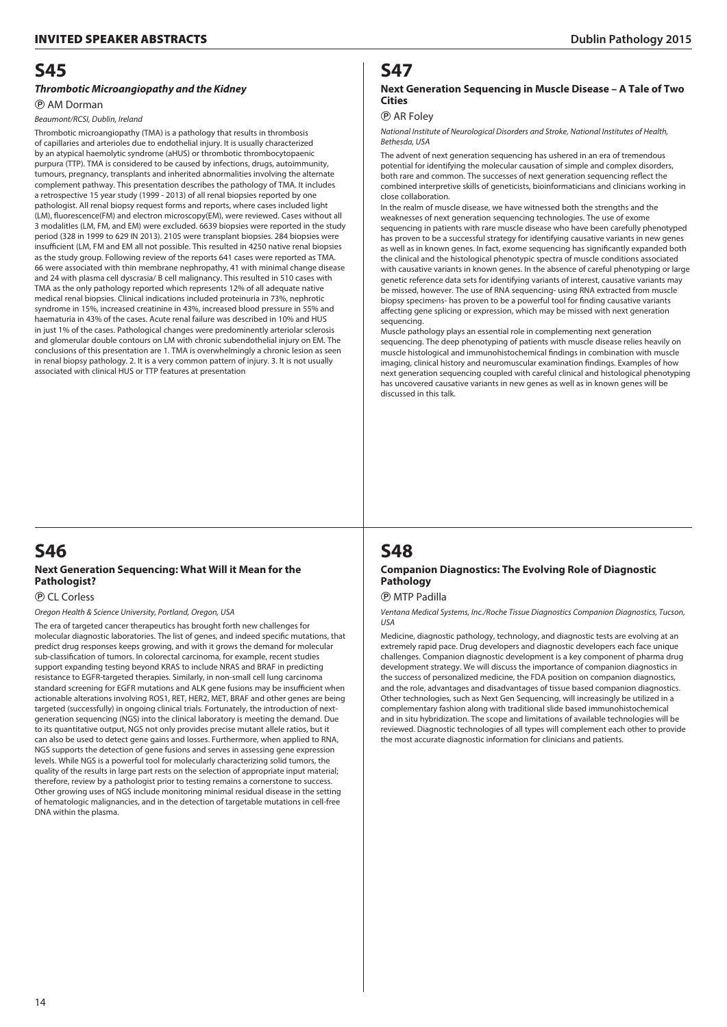# S45

### *Thrombotic Microangiopathy and the Kidney*

Ⓟ AM Dorman

*Beaumont/RCSI, Dublin, Ireland*

Thrombotic microangiopathy (TMA) is a pathology that results in thrombosis of capillaries and arterioles due to endothelial injury. It is usually characterized by an atypical haemolytic syndrome (aHUS) or thrombotic thrombocytopaenic purpura (TTP). TMA is considered to be caused by infections, drugs, autoimmunity, tumours, pregnancy, transplants and inherited abnormalities involving the alternate complement pathway. This presentation describes the pathology of TMA. It includes a retrospective 15 year study (1999 - 2013) of all renal biopsies reported by one pathologist. All renal biopsy request forms and reports, where cases included light (LM), fluorescence(FM) and electron microscopy(EM), were reviewed. Cases without all 3 modalitles (LM, FM, and EM) were excluded. 6639 biopsies were reported in the study period (328 in 1999 to 629 IN 2013). 2105 were transplant biopsies. 284 biopsies were insufficient (LM, FM and EM all not possible. This resulted in 4250 native renal biopsies as the study group. Following review of the reports 641 cases were reported as TMA. 66 were associated with thin membrane nephropathy, 41 with minimal change disease and 24 with plasma cell dyscrasia/ B cell malignancy. This resulted in 510 cases with TMA as the only pathology reported which represents 12% of all adequate native medical renal biopsies. Clinical indications included proteinuria in 73%, nephrotic syndrome in 15%, increased creatinine in 43%, increased blood pressure in 55% and haematuria in 43% of the cases. Acute renal failure was described in 10% and HUS in just 1% of the cases. Pathological changes were predominently arteriolar sclerosis and glomerular double contours on LM with chronic subendothelial injury on EM. The conclusions of this presentation are 1. TMA is overwhelmingly a chronic lesion as seen in renal biopsy pathology. 2. It is a very common pattern of injury. 3. It is not usually associated with clinical HUS or TTP features at presentation

# S46

### Next Generation Sequencing: What Will it Mean for the Pathologist?

Ⓟ CL Corless

*Oregon Health & Science University, Portland, Oregon, USA*

The era of targeted cancer therapeutics has brought forth new challenges for molecular diagnostic laboratories. The list of genes, and indeed specific mutations, that predict drug responses keeps growing, and with it grows the demand for molecular sub-classification of tumors. In colorectal carcinoma, for example, recent studies support expanding testing beyond KRAS to include NRAS and BRAF in predicting resistance to EGFR-targeted therapies. Similarly, in non-small cell lung carcinoma standard screening for EGFR mutations and ALK gene fusions may be insufficient when actionable alterations involving ROS1, RET, HER2, MET, BRAF and other genes are being targeted (successfully) in ongoing clinical trials. Fortunately, the introduction of next-generation sequencing (NGS) into the clinical laboratory is meeting the demand. Due to its quantitative output, NGS not only provides precise mutant allele ratios, but it can also be used to detect gene gains and losses. Furthermore, when applied to RNA, NGS supports the detection of gene fusions and serves in assessing gene expression levels. While NGS is a powerful tool for molecularly characterizing solid tumors, the quality of the results in large part rests on the selection of appropriate input material; therefore, review by a pathologist prior to testing remains a cornerstone to success. Other growing uses of NGS include monitoring minimal residual disease in the setting of hematologic malignancies, and in the detection of targetable mutations in cell-free DNA within the plasma.

# S47

### Next Generation Sequencing in Muscle Disease – A Tale of Two Cities

Ⓟ AR Foley

*National Institute of Neurological Disorders and Stroke, National Institutes of Health, Bethesda, USA*

The advent of next generation sequencing has ushered in an era of tremendous potential for identifying the molecular causation of simple and complex disorders, both rare and common. The successes of next generation sequencing reflect the combined interpretive skills of geneticists, bioinformaticians and clinicians working in close collaboration.

In the realm of muscle disease, we have witnessed both the strengths and the weaknesses of next generation sequencing technologies. The use of exome sequencing in patients with rare muscle disease who have been carefully phenotyped has proven to be a successful strategy for identifying causative variants in new genes as well as in known genes. In fact, exome sequencing has significantly expanded both the clinical and the histological phenotypic spectra of muscle conditions associated with causative variants in known genes. In the absence of careful phenotyping or large genetic reference data sets for identifying variants of interest, causative variants may be missed, however. The use of RNA sequencing- using RNA extracted from muscle biopsy specimens- has proven to be a powerful tool for finding causative variants affecting gene splicing or expression, which may be missed with next generation sequencing.

Muscle pathology plays an essential role in complementing next generation sequencing. The deep phenotyping of patients with muscle disease relies heavily on muscle histological and immunohistochemical findings in combination with muscle imaging, clinical history and neuromuscular examination findings. Examples of how next generation sequencing coupled with careful clinical and histological phenotyping has uncovered causative variants in new genes as well as in known genes will be discussed in this talk.

# S48

### Companion Diagnostics: The Evolving Role of Diagnostic Pathology

Ⓟ MTP Padilla

*Ventana Medical Systems, Inc./Roche Tissue Diagnostics Companion Diagnostics, Tucson, USA*

Medicine, diagnostic pathology, technology, and diagnostic tests are evolving at an extremely rapid pace. Drug developers and diagnostic developers each face unique challenges. Companion diagnostic development is a key component of pharma drug development strategy. We will discuss the importance of companion diagnostics in the success of personalized medicine, the FDA position on companion diagnostics, and the role, advantages and disadvantages of tissue based companion diagnostics. Other technologies, such as Next Gen Sequencing, will increasingly be utilized in a complementary fashion along with traditional slide based immunohistochemical and in situ hybridization. The scope and limitations of available technologies will be reviewed. Diagnostic technologies of all types will complement each other to provide the most accurate diagnostic information for clinicians and patients.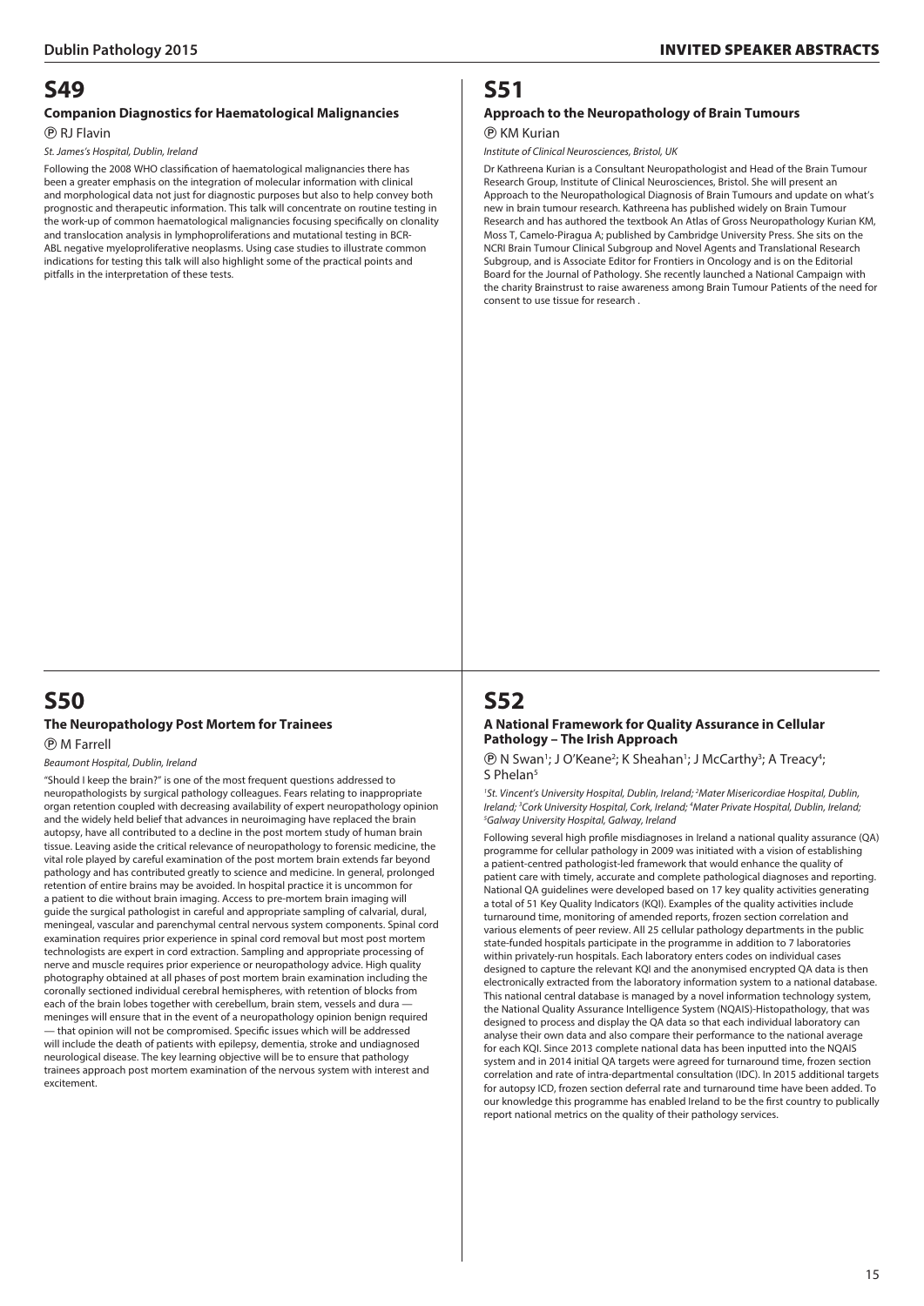# S49

### Companion Diagnostics for Haematological Malignancies

Ⓟ RJ Flavin

*St. James's Hospital, Dublin, Ireland*

Following the 2008 WHO classification of haematological malignancies there has been a greater emphasis on the integration of molecular information with clinical and morphological data not just for diagnostic purposes but also to help convey both prognostic and therapeutic information. This talk will concentrate on routine testing in the work-up of common haematological malignancies focusing specifically on clonality and translocation analysis in lymphoproliferations and mutational testing in BCR-ABL negative myeloproliferative neoplasms. Using case studies to illustrate common indications for testing this talk will also highlight some of the practical points and pitfalls in the interpretation of these tests.

# S50

### The Neuropathology Post Mortem for Trainees

Ⓟ M Farrell

*Beaumont Hospital, Dublin, Ireland*

"Should I keep the brain?" is one of the most frequent questions addressed to neuropathologists by surgical pathology colleagues. Fears relating to inappropriate organ retention coupled with decreasing availability of expert neuropathology opinion and the widely held belief that advances in neuroimaging have replaced the brain autopsy, have all contributed to a decline in the post mortem study of human brain tissue. Leaving aside the critical relevance of neuropathology to forensic medicine, the vital role played by careful examination of the post mortem brain extends far beyond pathology and has contributed greatly to science and medicine. In general, prolonged retention of entire brains may be avoided. In hospital practice it is uncommon for a patient to die without brain imaging. Access to pre-mortem brain imaging will guide the surgical pathologist in careful and appropriate sampling of calvarial, dural, meningeal, vascular and parenchymal central nervous system components. Spinal cord examination requires prior experience in spinal cord removal but most post mortem technologists are expert in cord extraction. Sampling and appropriate processing of nerve and muscle requires prior experience or neuropathology advice. High quality photography obtained at all phases of post mortem brain examination including the coronally sectioned individual cerebral hemispheres, with retention of blocks from each of the brain lobes together with cerebellum, brain stem, vessels and dura — meninges will ensure that in the event of a neuropathology opinion benign required — that opinion will not be compromised. Specific issues which will be addressed will include the death of patients with epilepsy, dementia, stroke and undiagnosed neurological disease. The key learning objective will be to ensure that pathology trainees approach post mortem examination of the nervous system with interest and excitement.

# S51

### Approach to the Neuropathology of Brain Tumours

Ⓟ KM Kurian

*Institute of Clinical Neurosciences, Bristol, UK*

Dr Kathreena Kurian is a Consultant Neuropathologist and Head of the Brain Tumour Research Group, Institute of Clinical Neurosciences, Bristol. She will present an Approach to the Neuropathological Diagnosis of Brain Tumours and update on what's new in brain tumour research. Kathreena has published widely on Brain Tumour Research and has authored the textbook An Atlas of Gross Neuropathology Kurian KM, Moss T, Camelo-Piragua A; published by Cambridge University Press. She sits on the NCRI Brain Tumour Clinical Subgroup and Novel Agents and Translational Research Subgroup, and is Associate Editor for Frontiers in Oncology and is on the Editorial Board for the Journal of Pathology. She recently launched a National Campaign with the charity Brainstrust to raise awareness among Brain Tumour Patients of the need for consent to use tissue for research .

# S52

### A National Framework for Quality Assurance in Cellular Pathology – The Irish Approach

Ⓟ N Swan[1]; J O'Keane[2]; K Sheahan[1]; J McCarthy[3]; A Treacy[4]; S Phelan[5]

*[1]St. Vincent's University Hospital, Dublin, Ireland; [2]Mater Misericordiae Hospital, Dublin, Ireland; [3]Cork University Hospital, Cork, Ireland; [4]Mater Private Hospital, Dublin, Ireland; [5]Galway University Hospital, Galway, Ireland*

Following several high profile misdiagnoses in Ireland a national quality assurance (QA) programme for cellular pathology in 2009 was initiated with a vision of establishing a patient-centred pathologist-led framework that would enhance the quality of patient care with timely, accurate and complete pathological diagnoses and reporting. National QA guidelines were developed based on 17 key quality activities generating a total of 51 Key Quality Indicators (KQI). Examples of the quality activities include turnaround time, monitoring of amended reports, frozen section correlation and various elements of peer review. All 25 cellular pathology departments in the public state-funded hospitals participate in the programme in addition to 7 laboratories within privately-run hospitals. Each laboratory enters codes on individual cases designed to capture the relevant KQI and the anonymised encrypted QA data is then electronically extracted from the laboratory information system to a national database. This national central database is managed by a novel information technology system, the National Quality Assurance Intelligence System (NQAIS)-Histopathology, that was designed to process and display the QA data so that each individual laboratory can analyse their own data and also compare their performance to the national average for each KQI. Since 2013 complete national data has been inputted into the NQAIS system and in 2014 initial QA targets were agreed for turnaround time, frozen section correlation and rate of intra-departmental consultation (IDC). In 2015 additional targets for autopsy ICD, frozen section deferral rate and turnaround time have been added. To our knowledge this programme has enabled Ireland to be the first country to publically report national metrics on the quality of their pathology services.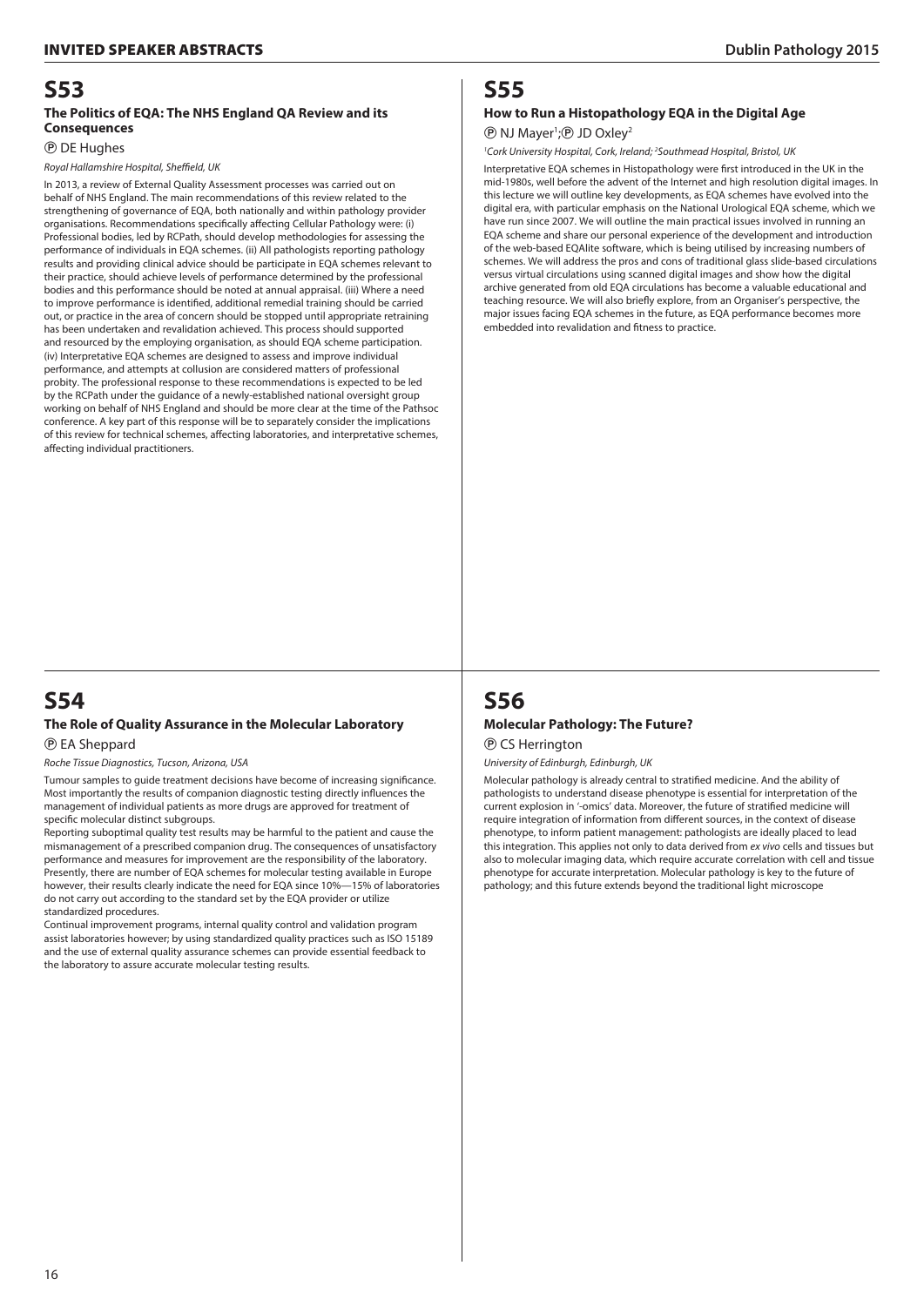# S53

### The Politics of EQA: The NHS England QA Review and its Consequences

Ⓟ DE Hughes

*Royal Hallamshire Hospital, Sheffield, UK*

In 2013, a review of External Quality Assessment processes was carried out on behalf of NHS England. The main recommendations of this review related to the strengthening of governance of EQA, both nationally and within pathology provider organisations. Recommendations specifically affecting Cellular Pathology were: (i) Professional bodies, led by RCPath, should develop methodologies for assessing the performance of individuals in EQA schemes. (ii) All pathologists reporting pathology results and providing clinical advice should be participate in EQA schemes relevant to their practice, should achieve levels of performance determined by the professional bodies and this performance should be noted at annual appraisal. (iii) Where a need to improve performance is identified, additional remedial training should be carried out, or practice in the area of concern should be stopped until appropriate retraining has been undertaken and revalidation achieved. This process should supported and resourced by the employing organisation, as should EQA scheme participation. (iv) Interpretative EQA schemes are designed to assess and improve individual performance, and attempts at collusion are considered matters of professional probity. The professional response to these recommendations is expected to be led by the RCPath under the guidance of a newly-established national oversight group working on behalf of NHS England and should be more clear at the time of the Pathsoc conference. A key part of this response will be to separately consider the implications of this review for technical schemes, affecting laboratories, and interpretative schemes, affecting individual practitioners.

# S54

### The Role of Quality Assurance in the Molecular Laboratory

Ⓟ EA Sheppard

*Roche Tissue Diagnostics, Tucson, Arizona, USA*

Tumour samples to guide treatment decisions have become of increasing significance. Most importantly the results of companion diagnostic testing directly influences the management of individual patients as more drugs are approved for treatment of specific molecular distinct subgroups.

Reporting suboptimal quality test results may be harmful to the patient and cause the mismanagement of a prescribed companion drug. The consequences of unsatisfactory performance and measures for improvement are the responsibility of the laboratory. Presently, there are number of EQA schemes for molecular testing available in Europe however, their results clearly indicate the need for EQA since 10%—15% of laboratories do not carry out according to the standard set by the EQA provider or utilize standardized procedures.

Continual improvement programs, internal quality control and validation program assist laboratories however; by using standardized quality practices such as ISO 15189 and the use of external quality assurance schemes can provide essential feedback to the laboratory to assure accurate molecular testing results.

# S55

### How to Run a Histopathology EQA in the Digital Age

Ⓟ NJ Mayer[1];Ⓟ JD Oxley[2]

[1]*Cork University Hospital, Cork, Ireland;* [2]*Southmead Hospital, Bristol, UK*

Interpretative EQA schemes in Histopathology were first introduced in the UK in the mid-1980s, well before the advent of the Internet and high resolution digital images. In this lecture we will outline key developments, as EQA schemes have evolved into the digital era, with particular emphasis on the National Urological EQA scheme, which we have run since 2007. We will outline the main practical issues involved in running an EQA scheme and share our personal experience of the development and introduction of the web-based EQAlite software, which is being utilised by increasing numbers of schemes. We will address the pros and cons of traditional glass slide-based circulations versus virtual circulations using scanned digital images and show how the digital archive generated from old EQA circulations has become a valuable educational and teaching resource. We will also briefly explore, from an Organiser's perspective, the major issues facing EQA schemes in the future, as EQA performance becomes more embedded into revalidation and fitness to practice.

# S56

### Molecular Pathology: The Future?

Ⓟ CS Herrington

*University of Edinburgh, Edinburgh, UK*

Molecular pathology is already central to stratified medicine. And the ability of pathologists to understand disease phenotype is essential for interpretation of the current explosion in '-omics' data. Moreover, the future of stratified medicine will require integration of information from different sources, in the context of disease phenotype, to inform patient management: pathologists are ideally placed to lead this integration. This applies not only to data derived from *ex vivo* cells and tissues but also to molecular imaging data, which require accurate correlation with cell and tissue phenotype for accurate interpretation. Molecular pathology is key to the future of pathology; and this future extends beyond the traditional light microscope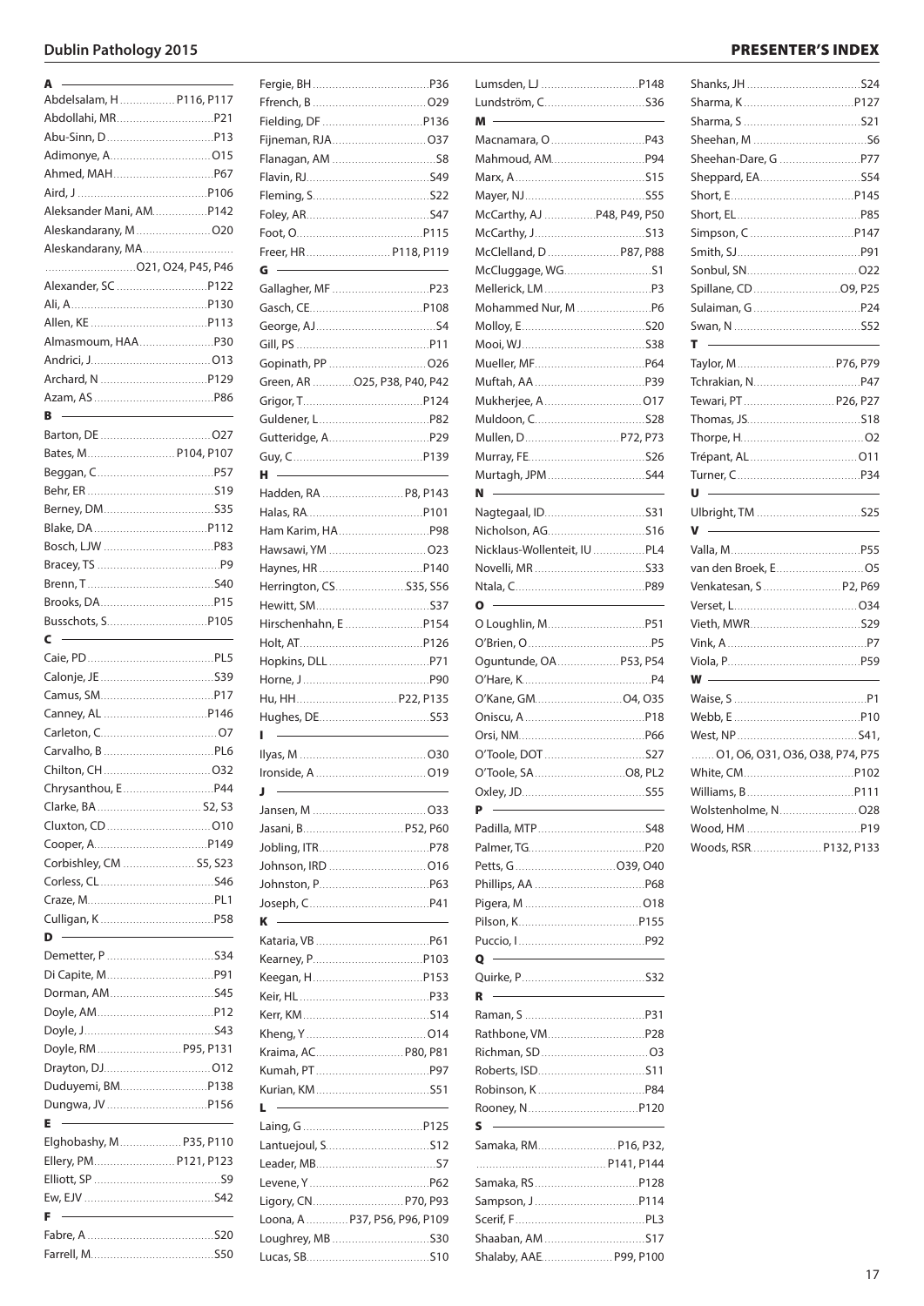# PRESENTER'S INDEX

**A**

Abdelsalam, H ................ P116, P117
Abdollahi, MR ................ P21
Abu-Sinn, D ................ P13
Adimonye, A ................ O15
Ahmed, MAH ................ P67
Aird, J ................ P106
Aleksander Mani, AM ................ P142
Aleskandarany, M ................ O20
Aleskandarany, MA ................ O21, O24, P45, P46
Alexander, SC ................ P122
Ali, A ................ P130
Allen, KE ................ P113
Almasmoum, HAA ................ P30
Andrici, J ................ O13
Archard, N ................ P129
Azam, AS ................ P86

**B**

Barton, DE ................ O27
Bates, M ................ P104, P107
Beggan, C ................ P57
Behr, ER ................ S19
Berney, DM ................ S35
Blake, DA ................ P112
Bosch, LJW ................ P83
Bracey, TS ................ P9
Brenn, T ................ S40
Brooks, DA ................ P15
Busschots, S ................ P105

**C**

Caie, PD ................ PL5
Calonje, JE ................ S39
Camus, SM ................ P17
Canney, AL ................ P146
Carleton, C ................ O7
Carvalho, B ................ PL6
Chilton, CH ................ O32
Chrysanthou, E ................ P44
Clarke, BA ................ S2, S3
Cluxton, CD ................ O10
Cooper, A ................ P149
Corbishley, CM ................ S5, S23
Corless, CL ................ S46
Craze, M ................ PL1
Culligan, K ................ P58

**D**

Demetter, P ................ S34
Di Capite, M ................ P91
Dorman, AM ................ S45
Doyle, AM ................ P12
Doyle, J ................ S43
Doyle, RM ................ P95, P131
Drayton, DJ ................ O12
Duduyemi, BM ................ P138
Dungwa, JV ................ P156

**E**

Elghobashy, M ................ P35, P110
Ellery, PM ................ P121, P123
Elliott, SP ................ S9
Ew, EJV ................ S42

**F**

Fabre, A ................ S20
Farrell, M ................ S50
Fergie, BH ................ P36
Ffrench, B ................ O29
Fielding, DF ................ P136
Fijneman, RJA ................ O37
Flanagan, AM ................ S8
Flavin, RJ ................ S49
Fleming, S ................ S22
Foley, AR ................ S47
Foot, O ................ P115
Freer, HR ................ P118, P119

**G**

Gallagher, MF ................ P23
Gasch, CE ................ P108
George, AJ ................ S4
Gill, PS ................ P11
Gopinath, PP ................ O26
Green, AR ................ O25, P38, P40, P42
Grigor, T ................ P124
Guldener, L ................ P82
Gutteridge, A ................ P29
Guy, C ................ P139

**H**

Hadden, RA ................ P8, P143
Halas, RA ................ P101
Ham Karim, HA ................ P98
Hawsawi, YM ................ O23
Haynes, HR ................ P140
Herrington, CS ................ S35, S56
Hewitt, SM ................ S37
Hirschenhahn, E ................ P154
Holt, AT ................ P126
Hopkins, DLL ................ P71
Horne, J ................ P90
Hu, HH ................ P22, P135
Hughes, DE ................ S53

**I**

Ilyas, M ................ O30
Ironside, A ................ O19

**J**

Jansen, M ................ O33
Jasani, B ................ P52, P60
Jobling, ITR ................ P78
Johnson, IRD ................ O16
Johnston, P ................ P63
Joseph, C ................ P41

**K**

Kataria, VB ................ P61
Kearney, P ................ P103
Keegan, H ................ P153
Keir, HL ................ P33
Kerr, KM ................ S14
Kheng, Y ................ O14
Kraima, AC ................ P80, P81
Kumah, PT ................ P97
Kurian, KM ................ S51

**L**

Laing, G ................ P125
Lantuejoul, S ................ S12
Leader, MB ................ S7
Levene, Y ................ P62
Ligory, CN ................ P70, P93
Loona, A ................ P37, P56, P96, P109
Loughrey, MB ................ S30
Lucas, SB ................ S10
Lumsden, LJ ................ P148
Lundström, C ................ S36

**M**

Macnamara, O ................ P43
Mahmoud, AM ................ P94
Marx, A ................ S15
Mayer, NJ ................ S55
McCarthy, AJ ................ P48, P49, P50
McCarthy, J ................ S13
McClelland, D ................ P87, P88
McCluggage, WG ................ S1
Mellerick, LM ................ P3
Mohammed Nur, M ................ P6
Molloy, E ................ S20
Mooi, WJ ................ S38
Mueller, MF ................ P64
Muftah, AA ................ P39
Mukherjee, A ................ O17
Muldoon, C ................ S28
Mullen, D ................ P72, P73
Murray, FE ................ S26
Murtagh, JPM ................ S44

**N**

Nagtegaal, ID ................ S31
Nicholson, AG ................ S16
Nicklaus-Wollenteit, IU ................ PL4
Novelli, MR ................ S33
Ntala, C ................ P89

**O**

O Loughlin, M ................ P51
O'Brien, O ................ P5
Oguntunde, OA ................ P53, P54
O'Hare, K ................ P4
O'Kane, GM ................ O4, O35
Oniscu, A ................ P18
Orsi, NM ................ P66
O'Toole, DOT ................ S27
O'Toole, SA ................ O8, PL2
Oxley, JD ................ S55

**P**

Padilla, MTP ................ S48
Palmer, TG ................ P20
Petts, G ................ O39, O40
Phillips, AA ................ P68
Pigera, M ................ O18
Pilson, K ................ P155
Puccio, I ................ P92

**Q**

Quirke, P ................ S32

**R**

Raman, S ................ P31
Rathbone, VM ................ P28
Richman, SD ................ O3
Roberts, ISD ................ S11
Robinson, K ................ P84
Rooney, N ................ P120

**S**

Samaka, RM ................ P16, P32, P141, P144
Samaka, RS ................ P128
Sampson, J ................ P114
Scerif, F ................ PL3
Shaaban, AM ................ S17
Shalaby, AAE ................ P99, P100
Shanks, JH ................ S24
Sharma, K ................ P127
Sharma, S ................ S21
Sheehan, M ................ S6
Sheehan-Dare, G ................ P77
Sheppard, EA ................ S54
Short, E ................ P145
Short, EL ................ P85
Simpson, C ................ P147
Smith, SJ ................ P91
Sonbul, SN ................ O22
Spillane, CD ................ O9, P25
Sulaiman, G ................ P24
Swan, N ................ S52

**T**

Taylor, M ................ P76, P79
Tchrakian, N ................ P47
Tewari, PT ................ P26, P27
Thomas, JS ................ S18
Thorpe, H ................ O2
Trépant, AL ................ O11
Turner, C ................ P34

**U**

Ulbright, TM ................ S25

**V**

Valla, M ................ P55
van den Broek, E ................ O5
Venkatesan, S ................ P2, P69
Verset, L ................ O34
Vieth, MWR ................ S29
Vink, A ................ P7
Viola, P ................ P59

**W**

Waise, S ................ P1
Webb, E ................ P10
West, NP ................ S41, O1, O6, O31, O36, O38, P74, P75
White, CM ................ P102
Williams, B ................ P111
Wolstenholme, N ................ O28
Wood, HM ................ P19
Woods, RSR ................ P132, P133